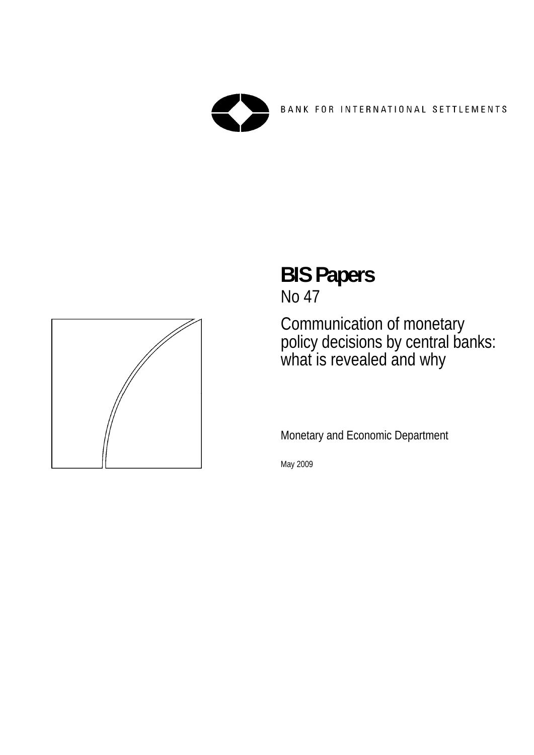BANK FOR INTERNATIONAL SETTLEMENTS

# BIS Papers

No 47

## Communication of monetary policy decisions by central banks: what is revealed and why

Monetary and Economic Department

May 2009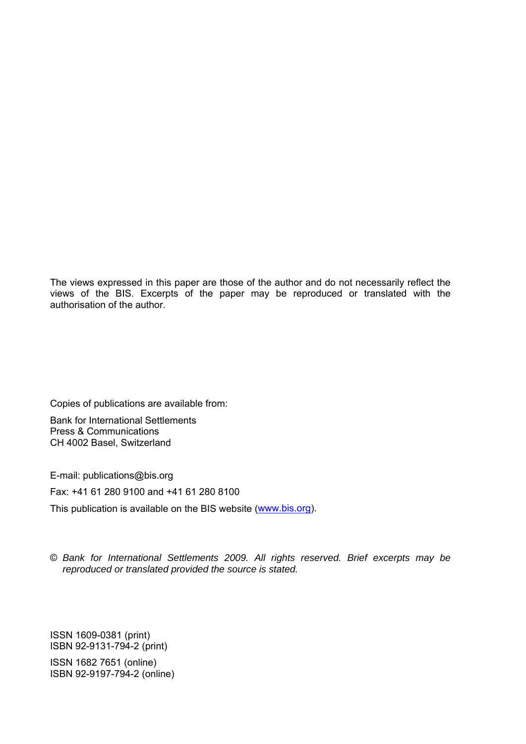The views expressed in this paper are those of the author and do not necessarily reflect the views of the BIS. Excerpts of the paper may be reproduced or translated with the authorisation of the author.

Copies of publications are available from:

Bank for International Settlements
Press & Communications
CH 4002 Basel, Switzerland

E-mail: publications@bis.org

Fax: +41 61 280 9100 and +41 61 280 8100

This publication is available on the BIS website (www.bis.org).

© *Bank for International Settlements 2009. All rights reserved. Brief excerpts may be reproduced or translated provided the source is stated.*

ISSN 1609-0381 (print)
ISBN 92-9131-794-2 (print)

ISSN 1682 7651 (online)
ISBN 92-9197-794-2 (online)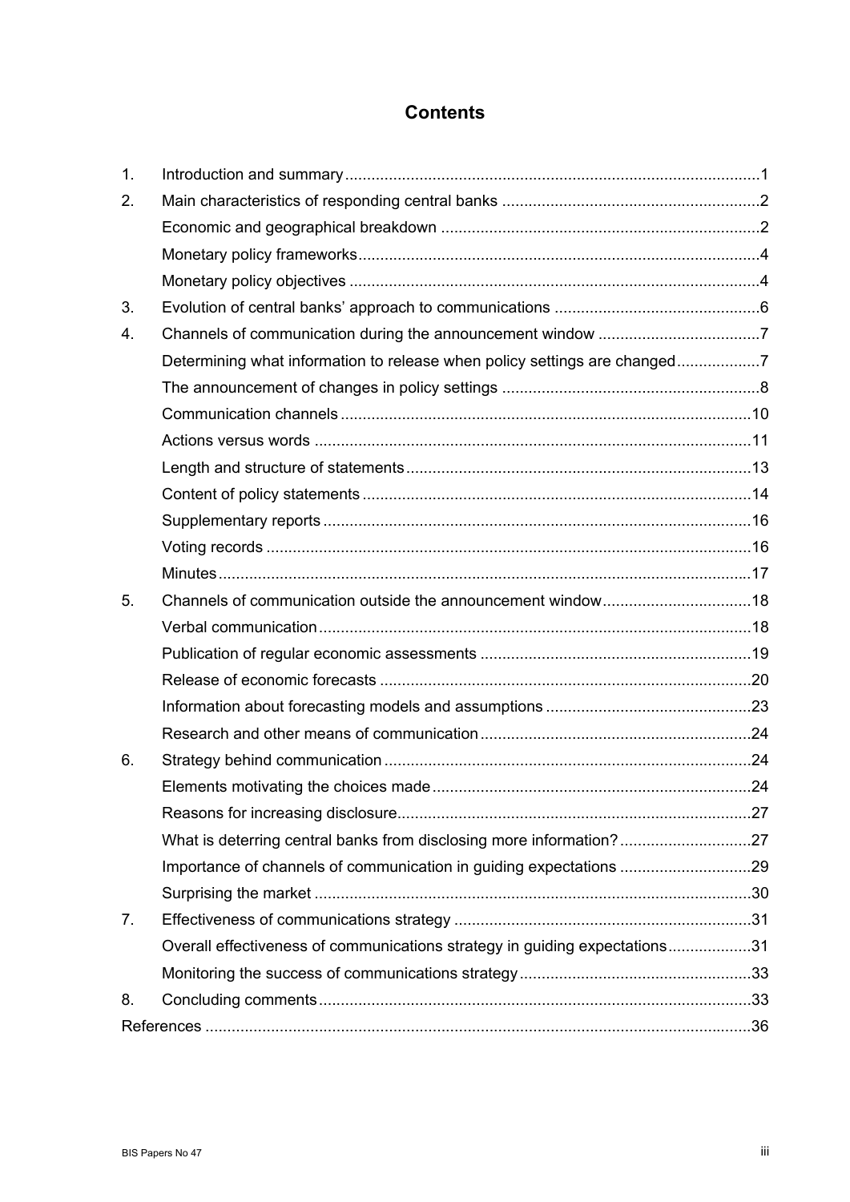# Contents

| | | |
|---|---|---|
| 1. | Introduction and summary | 1 |
| 2. | Main characteristics of responding central banks | 2 |
| | Economic and geographical breakdown | 2 |
| | Monetary policy frameworks | 4 |
| | Monetary policy objectives | 4 |
| 3. | Evolution of central banks' approach to communications | 6 |
| 4. | Channels of communication during the announcement window | 7 |
| | Determining what information to release when policy settings are changed | 7 |
| | The announcement of changes in policy settings | 8 |
| | Communication channels | 10 |
| | Actions versus words | 11 |
| | Length and structure of statements | 13 |
| | Content of policy statements | 14 |
| | Supplementary reports | 16 |
| | Voting records | 16 |
| | Minutes | 17 |
| 5. | Channels of communication outside the announcement window | 18 |
| | Verbal communication | 18 |
| | Publication of regular economic assessments | 19 |
| | Release of economic forecasts | 20 |
| | Information about forecasting models and assumptions | 23 |
| | Research and other means of communication | 24 |
| 6. | Strategy behind communication | 24 |
| | Elements motivating the choices made | 24 |
| | Reasons for increasing disclosure | 27 |
| | What is deterring central banks from disclosing more information? | 27 |
| | Importance of channels of communication in guiding expectations | 29 |
| | Surprising the market | 30 |
| 7. | Effectiveness of communications strategy | 31 |
| | Overall effectiveness of communications strategy in guiding expectations | 31 |
| | Monitoring the success of communications strategy | 33 |
| 8. | Concluding comments | 33 |
| References | | 36 |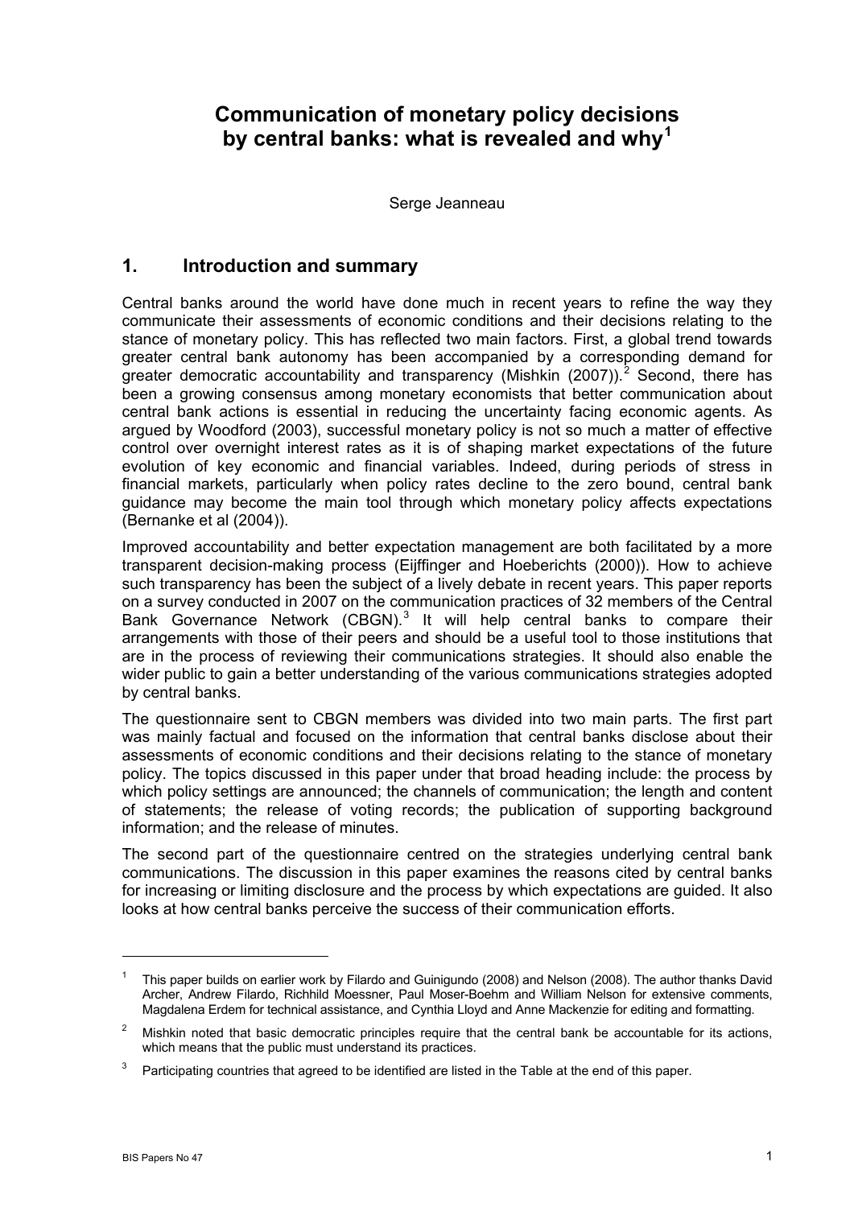# Communication of monetary policy decisions by central banks: what is revealed and why[1]

Serge Jeanneau

## 1. Introduction and summary

Central banks around the world have done much in recent years to refine the way they communicate their assessments of economic conditions and their decisions relating to the stance of monetary policy. This has reflected two main factors. First, a global trend towards greater central bank autonomy has been accompanied by a corresponding demand for greater democratic accountability and transparency (Mishkin (2007)).[2] Second, there has been a growing consensus among monetary economists that better communication about central bank actions is essential in reducing the uncertainty facing economic agents. As argued by Woodford (2003), successful monetary policy is not so much a matter of effective control over overnight interest rates as it is of shaping market expectations of the future evolution of key economic and financial variables. Indeed, during periods of stress in financial markets, particularly when policy rates decline to the zero bound, central bank guidance may become the main tool through which monetary policy affects expectations (Bernanke et al (2004)).

Improved accountability and better expectation management are both facilitated by a more transparent decision-making process (Eijffinger and Hoeberichts (2000)). How to achieve such transparency has been the subject of a lively debate in recent years. This paper reports on a survey conducted in 2007 on the communication practices of 32 members of the Central Bank Governance Network (CBGN).[3] It will help central banks to compare their arrangements with those of their peers and should be a useful tool to those institutions that are in the process of reviewing their communications strategies. It should also enable the wider public to gain a better understanding of the various communications strategies adopted by central banks.

The questionnaire sent to CBGN members was divided into two main parts. The first part was mainly factual and focused on the information that central banks disclose about their assessments of economic conditions and their decisions relating to the stance of monetary policy. The topics discussed in this paper under that broad heading include: the process by which policy settings are announced; the channels of communication; the length and content of statements; the release of voting records; the publication of supporting background information; and the release of minutes.

The second part of the questionnaire centred on the strategies underlying central bank communications. The discussion in this paper examines the reasons cited by central banks for increasing or limiting disclosure and the process by which expectations are guided. It also looks at how central banks perceive the success of their communication efforts.

---

[1] This paper builds on earlier work by Filardo and Guinigundo (2008) and Nelson (2008). The author thanks David Archer, Andrew Filardo, Richhild Moessner, Paul Moser-Boehm and William Nelson for extensive comments, Magdalena Erdem for technical assistance, and Cynthia Lloyd and Anne Mackenzie for editing and formatting.

[2] Mishkin noted that basic democratic principles require that the central bank be accountable for its actions, which means that the public must understand its practices.

[3] Participating countries that agreed to be identified are listed in the Table at the end of this paper.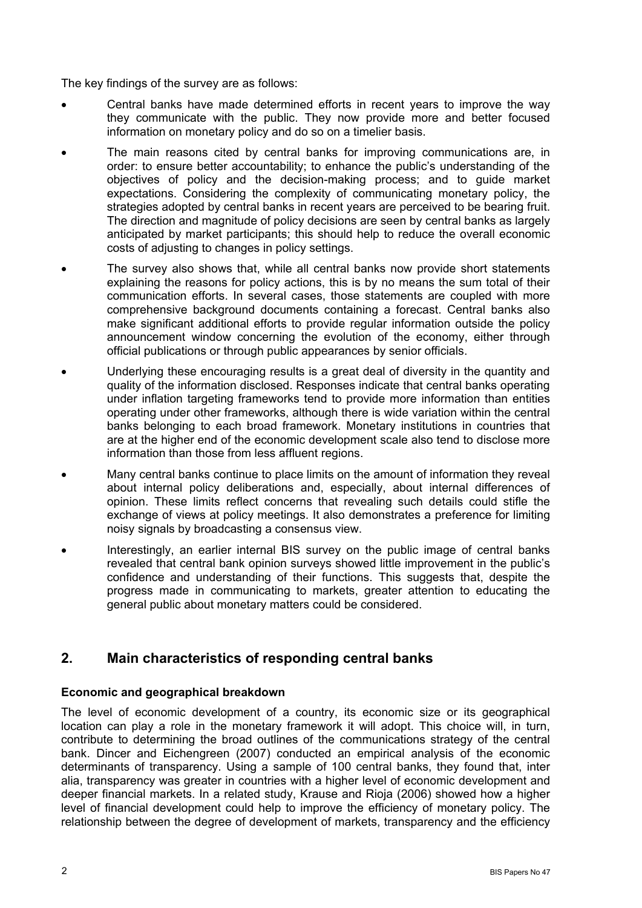The key findings of the survey are as follows:

- Central banks have made determined efforts in recent years to improve the way they communicate with the public. They now provide more and better focused information on monetary policy and do so on a timelier basis.
- The main reasons cited by central banks for improving communications are, in order: to ensure better accountability; to enhance the public's understanding of the objectives of policy and the decision-making process; and to guide market expectations. Considering the complexity of communicating monetary policy, the strategies adopted by central banks in recent years are perceived to be bearing fruit. The direction and magnitude of policy decisions are seen by central banks as largely anticipated by market participants; this should help to reduce the overall economic costs of adjusting to changes in policy settings.
- The survey also shows that, while all central banks now provide short statements explaining the reasons for policy actions, this is by no means the sum total of their communication efforts. In several cases, those statements are coupled with more comprehensive background documents containing a forecast. Central banks also make significant additional efforts to provide regular information outside the policy announcement window concerning the evolution of the economy, either through official publications or through public appearances by senior officials.
- Underlying these encouraging results is a great deal of diversity in the quantity and quality of the information disclosed. Responses indicate that central banks operating under inflation targeting frameworks tend to provide more information than entities operating under other frameworks, although there is wide variation within the central banks belonging to each broad framework. Monetary institutions in countries that are at the higher end of the economic development scale also tend to disclose more information than those from less affluent regions.
- Many central banks continue to place limits on the amount of information they reveal about internal policy deliberations and, especially, about internal differences of opinion. These limits reflect concerns that revealing such details could stifle the exchange of views at policy meetings. It also demonstrates a preference for limiting noisy signals by broadcasting a consensus view.
- Interestingly, an earlier internal BIS survey on the public image of central banks revealed that central bank opinion surveys showed little improvement in the public's confidence and understanding of their functions. This suggests that, despite the progress made in communicating to markets, greater attention to educating the general public about monetary matters could be considered.

## 2. Main characteristics of responding central banks

**Economic and geographical breakdown**

The level of economic development of a country, its economic size or its geographical location can play a role in the monetary framework it will adopt. This choice will, in turn, contribute to determining the broad outlines of the communications strategy of the central bank. Dincer and Eichengreen (2007) conducted an empirical analysis of the economic determinants of transparency. Using a sample of 100 central banks, they found that, inter alia, transparency was greater in countries with a higher level of economic development and deeper financial markets. In a related study, Krause and Rioja (2006) showed how a higher level of financial development could help to improve the efficiency of monetary policy. The relationship between the degree of development of markets, transparency and the efficiency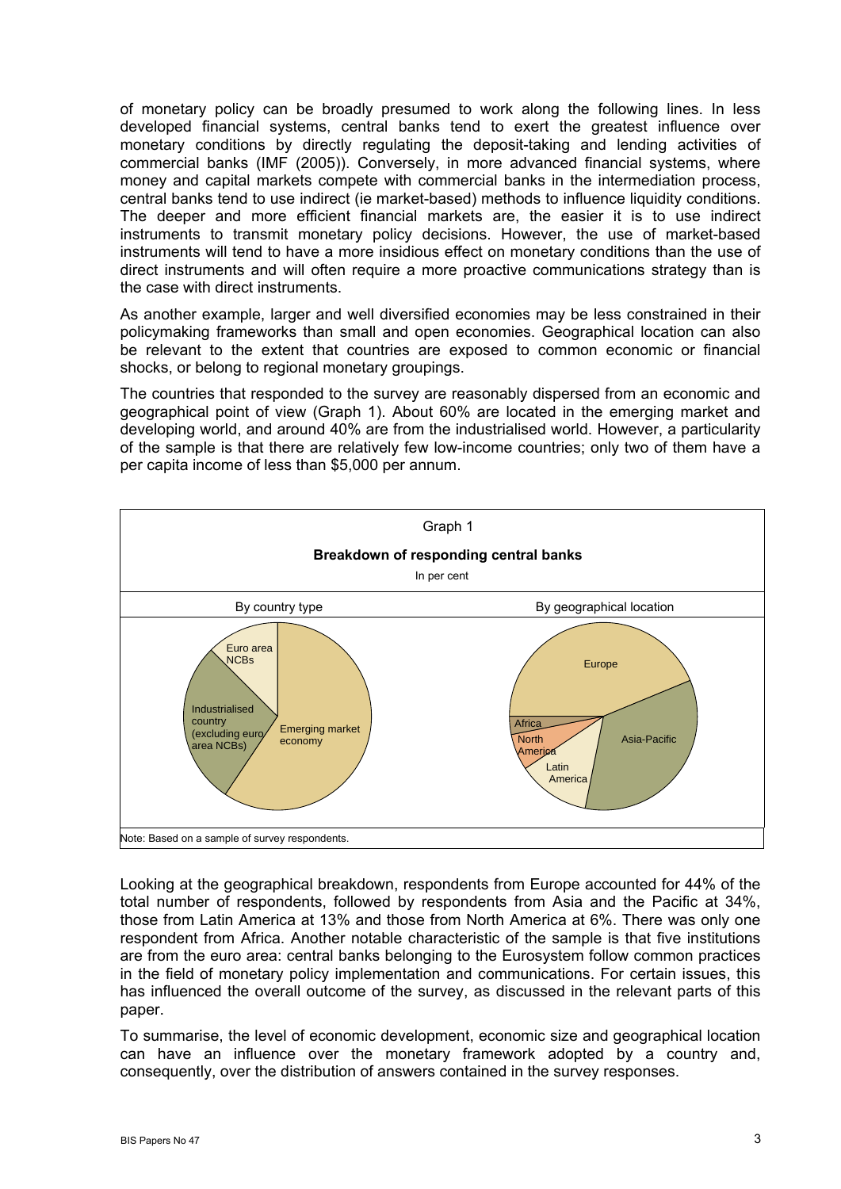of monetary policy can be broadly presumed to work along the following lines. In less developed financial systems, central banks tend to exert the greatest influence over monetary conditions by directly regulating the deposit-taking and lending activities of commercial banks (IMF (2005)). Conversely, in more advanced financial systems, where money and capital markets compete with commercial banks in the intermediation process, central banks tend to use indirect (ie market-based) methods to influence liquidity conditions. The deeper and more efficient financial markets are, the easier it is to use indirect instruments to transmit monetary policy decisions. However, the use of market-based instruments will tend to have a more insidious effect on monetary conditions than the use of direct instruments and will often require a more proactive communications strategy than is the case with direct instruments.

As another example, larger and well diversified economies may be less constrained in their policymaking frameworks than small and open economies. Geographical location can also be relevant to the extent that countries are exposed to common economic or financial shocks, or belong to regional monetary groupings.

The countries that responded to the survey are reasonably dispersed from an economic and geographical point of view (Graph 1). About 60% are located in the emerging market and developing world, and around 40% are from the industrialised world. However, a particularity of the sample is that there are relatively few low-income countries; only two of them have a per capita income of less than $5,000 per annum.

Graph 1

**Breakdown of responding central banks**

In per cent

By country type: Euro area NCBs; Industrialised country (excluding euro area NCBs); Emerging market economy

By geographical location: Europe; Asia-Pacific; Latin America; North America; Africa

Note: Based on a sample of survey respondents.

Looking at the geographical breakdown, respondents from Europe accounted for 44% of the total number of respondents, followed by respondents from Asia and the Pacific at 34%, those from Latin America at 13% and those from North America at 6%. There was only one respondent from Africa. Another notable characteristic of the sample is that five institutions are from the euro area: central banks belonging to the Eurosystem follow common practices in the field of monetary policy implementation and communications. For certain issues, this has influenced the overall outcome of the survey, as discussed in the relevant parts of this paper.

To summarise, the level of economic development, economic size and geographical location can have an influence over the monetary framework adopted by a country and, consequently, over the distribution of answers contained in the survey responses.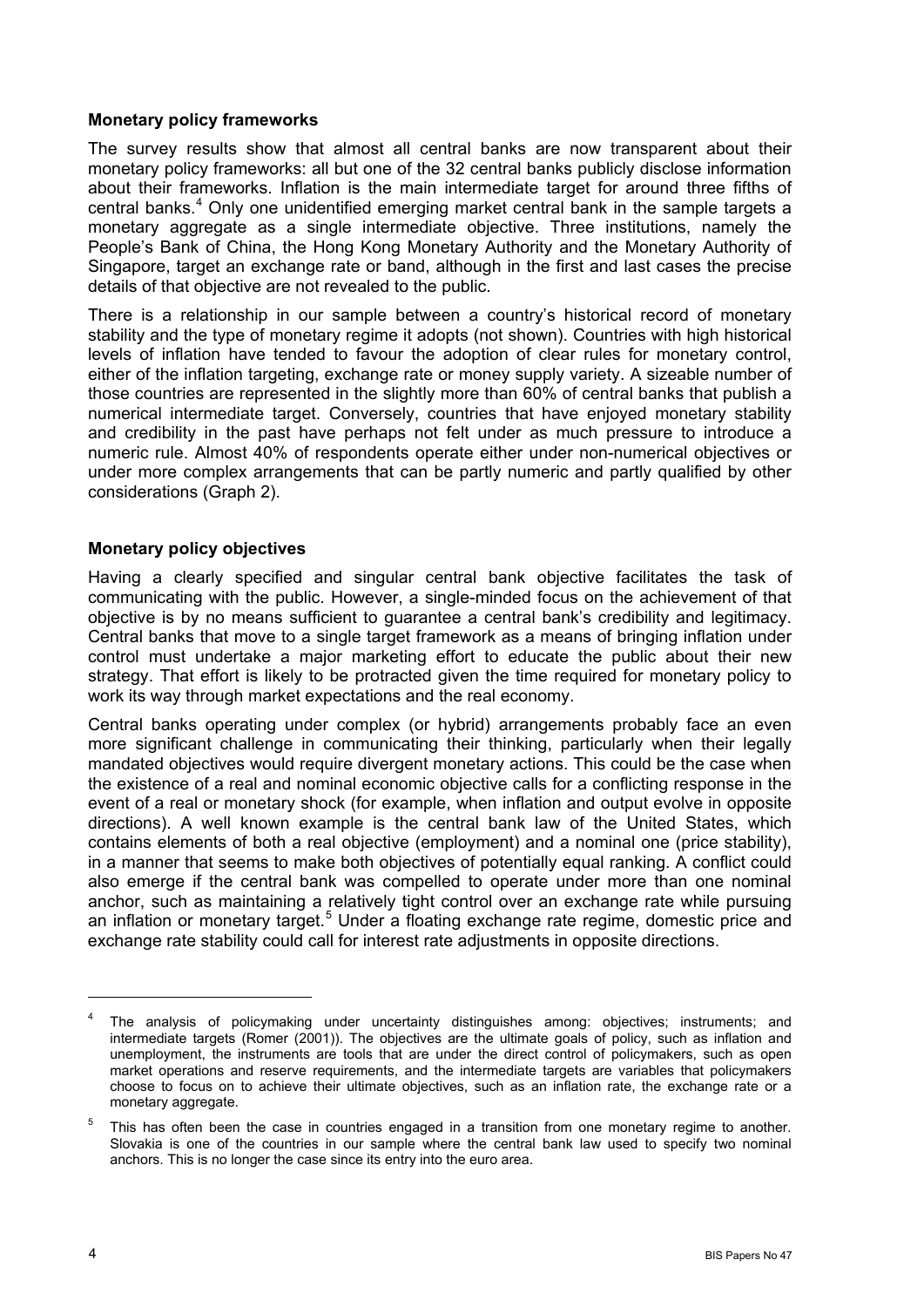**Monetary policy frameworks**

The survey results show that almost all central banks are now transparent about their monetary policy frameworks: all but one of the 32 central banks publicly disclose information about their frameworks. Inflation is the main intermediate target for around three fifths of central banks.[4] Only one unidentified emerging market central bank in the sample targets a monetary aggregate as a single intermediate objective. Three institutions, namely the People's Bank of China, the Hong Kong Monetary Authority and the Monetary Authority of Singapore, target an exchange rate or band, although in the first and last cases the precise details of that objective are not revealed to the public.

There is a relationship in our sample between a country's historical record of monetary stability and the type of monetary regime it adopts (not shown). Countries with high historical levels of inflation have tended to favour the adoption of clear rules for monetary control, either of the inflation targeting, exchange rate or money supply variety. A sizeable number of those countries are represented in the slightly more than 60% of central banks that publish a numerical intermediate target. Conversely, countries that have enjoyed monetary stability and credibility in the past have perhaps not felt under as much pressure to introduce a numeric rule. Almost 40% of respondents operate either under non-numerical objectives or under more complex arrangements that can be partly numeric and partly qualified by other considerations (Graph 2).

**Monetary policy objectives**

Having a clearly specified and singular central bank objective facilitates the task of communicating with the public. However, a single-minded focus on the achievement of that objective is by no means sufficient to guarantee a central bank's credibility and legitimacy. Central banks that move to a single target framework as a means of bringing inflation under control must undertake a major marketing effort to educate the public about their new strategy. That effort is likely to be protracted given the time required for monetary policy to work its way through market expectations and the real economy.

Central banks operating under complex (or hybrid) arrangements probably face an even more significant challenge in communicating their thinking, particularly when their legally mandated objectives would require divergent monetary actions. This could be the case when the existence of a real and nominal economic objective calls for a conflicting response in the event of a real or monetary shock (for example, when inflation and output evolve in opposite directions). A well known example is the central bank law of the United States, which contains elements of both a real objective (employment) and a nominal one (price stability), in a manner that seems to make both objectives of potentially equal ranking. A conflict could also emerge if the central bank was compelled to operate under more than one nominal anchor, such as maintaining a relatively tight control over an exchange rate while pursuing an inflation or monetary target.[5] Under a floating exchange rate regime, domestic price and exchange rate stability could call for interest rate adjustments in opposite directions.

---

[4] The analysis of policymaking under uncertainty distinguishes among: objectives; instruments; and intermediate targets (Romer (2001)). The objectives are the ultimate goals of policy, such as inflation and unemployment, the instruments are tools that are under the direct control of policymakers, such as open market operations and reserve requirements, and the intermediate targets are variables that policymakers choose to focus on to achieve their ultimate objectives, such as an inflation rate, the exchange rate or a monetary aggregate.

[5] This has often been the case in countries engaged in a transition from one monetary regime to another. Slovakia is one of the countries in our sample where the central bank law used to specify two nominal anchors. This is no longer the case since its entry into the euro area.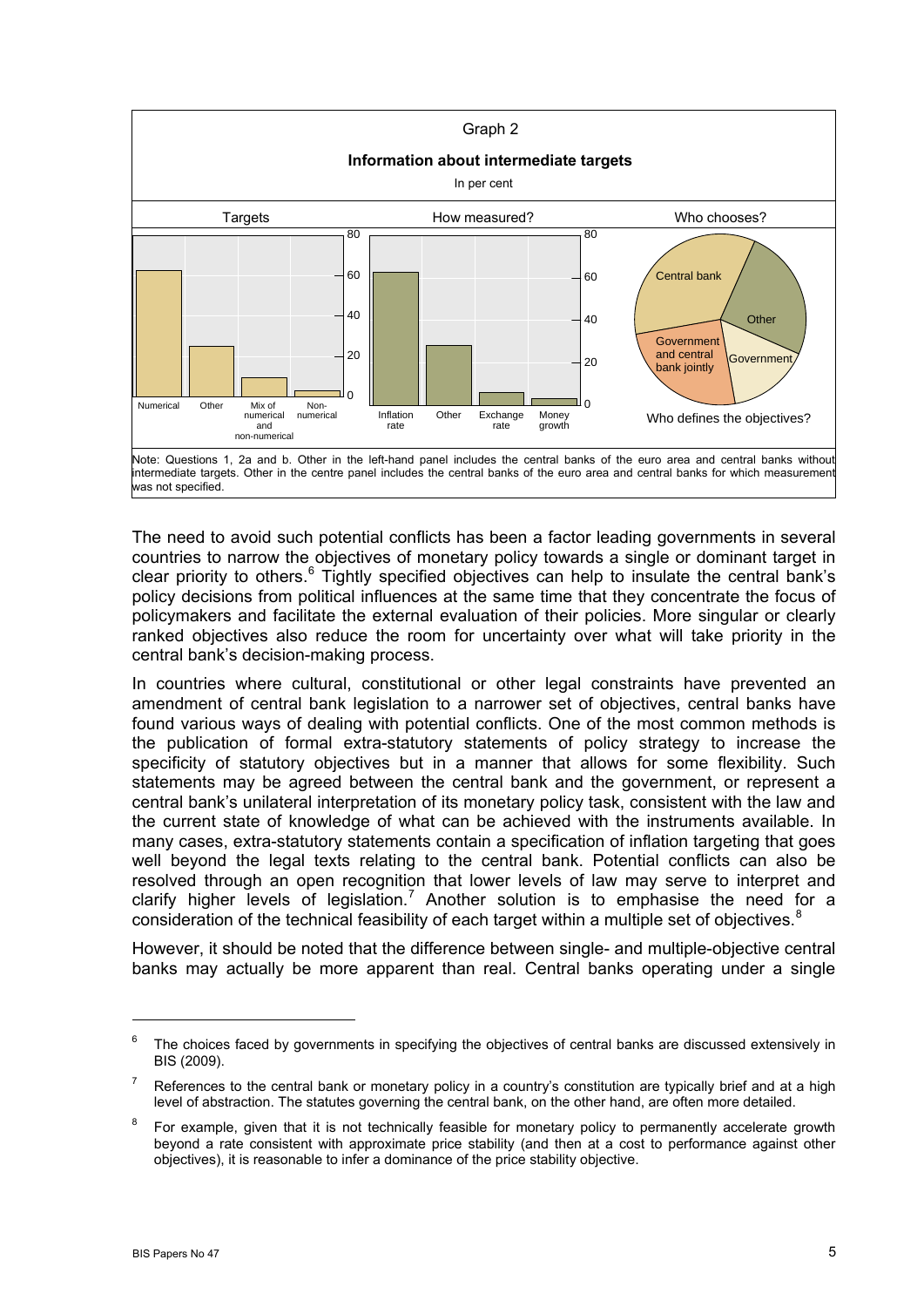Graph 2

**Information about intermediate targets**

In per cent

Targets | How measured? | Who chooses?

Targets: Numerical; Other; Mix of numerical and non-numerical; Non-numerical

How measured?: Inflation rate; Other; Exchange rate; Money growth

Who chooses?: Central bank; Other; Government; Government and central bank jointly

Who defines the objectives?

Note: Questions 1, 2a and b. Other in the left-hand panel includes the central banks of the euro area and central banks without intermediate targets. Other in the centre panel includes the central banks of the euro area and central banks for which measurement was not specified.

The need to avoid such potential conflicts has been a factor leading governments in several countries to narrow the objectives of monetary policy towards a single or dominant target in clear priority to others.[6] Tightly specified objectives can help to insulate the central bank's policy decisions from political influences at the same time that they concentrate the focus of policymakers and facilitate the external evaluation of their policies. More singular or clearly ranked objectives also reduce the room for uncertainty over what will take priority in the central bank's decision-making process.

In countries where cultural, constitutional or other legal constraints have prevented an amendment of central bank legislation to a narrower set of objectives, central banks have found various ways of dealing with potential conflicts. One of the most common methods is the publication of formal extra-statutory statements of policy strategy to increase the specificity of statutory objectives but in a manner that allows for some flexibility. Such statements may be agreed between the central bank and the government, or represent a central bank's unilateral interpretation of its monetary policy task, consistent with the law and the current state of knowledge of what can be achieved with the instruments available. In many cases, extra-statutory statements contain a specification of inflation targeting that goes well beyond the legal texts relating to the central bank. Potential conflicts can also be resolved through an open recognition that lower levels of law may serve to interpret and clarify higher levels of legislation.[7] Another solution is to emphasise the need for a consideration of the technical feasibility of each target within a multiple set of objectives.[8]

However, it should be noted that the difference between single- and multiple-objective central banks may actually be more apparent than real. Central banks operating under a single

[6] The choices faced by governments in specifying the objectives of central banks are discussed extensively in BIS (2009).

[7] References to the central bank or monetary policy in a country's constitution are typically brief and at a high level of abstraction. The statutes governing the central bank, on the other hand, are often more detailed.

[8] For example, given that it is not technically feasible for monetary policy to permanently accelerate growth beyond a rate consistent with approximate price stability (and then at a cost to performance against other objectives), it is reasonable to infer a dominance of the price stability objective.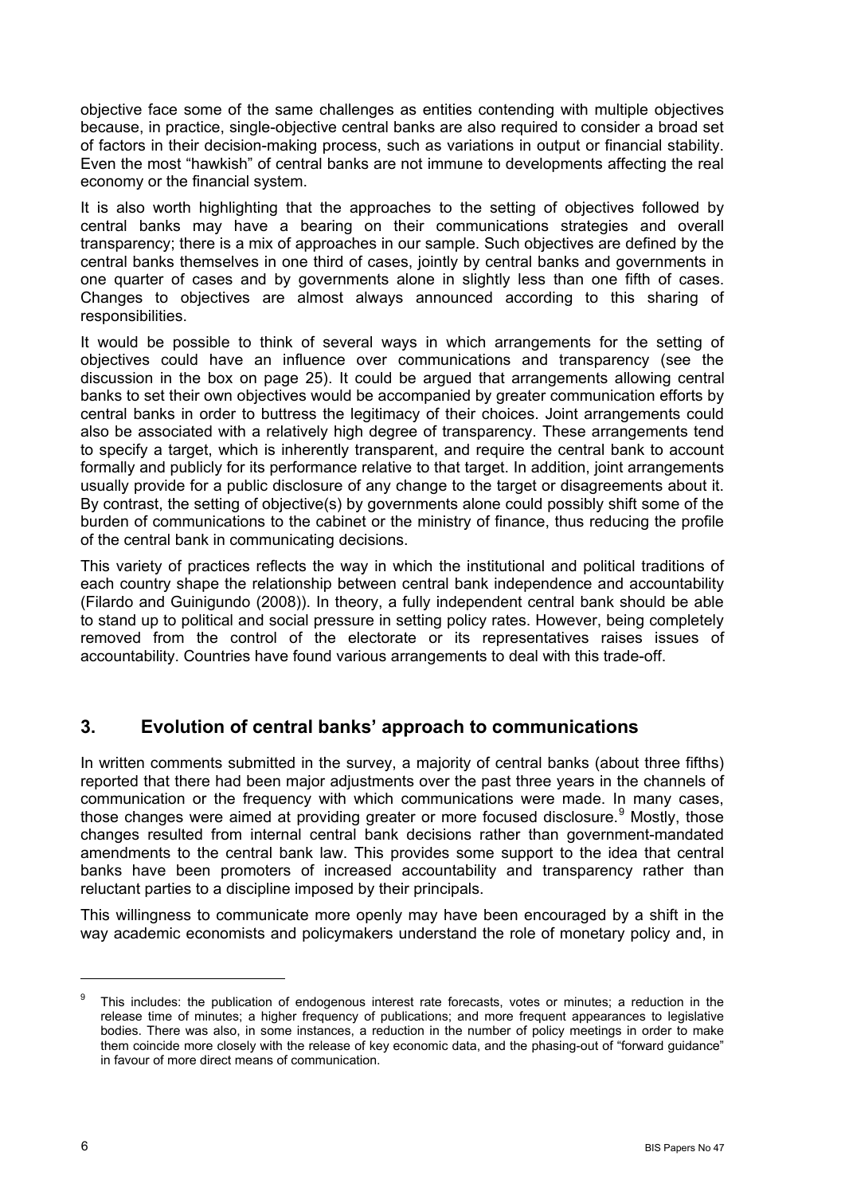objective face some of the same challenges as entities contending with multiple objectives because, in practice, single-objective central banks are also required to consider a broad set of factors in their decision-making process, such as variations in output or financial stability. Even the most "hawkish" of central banks are not immune to developments affecting the real economy or the financial system.

It is also worth highlighting that the approaches to the setting of objectives followed by central banks may have a bearing on their communications strategies and overall transparency; there is a mix of approaches in our sample. Such objectives are defined by the central banks themselves in one third of cases, jointly by central banks and governments in one quarter of cases and by governments alone in slightly less than one fifth of cases. Changes to objectives are almost always announced according to this sharing of responsibilities.

It would be possible to think of several ways in which arrangements for the setting of objectives could have an influence over communications and transparency (see the discussion in the box on page 25). It could be argued that arrangements allowing central banks to set their own objectives would be accompanied by greater communication efforts by central banks in order to buttress the legitimacy of their choices. Joint arrangements could also be associated with a relatively high degree of transparency. These arrangements tend to specify a target, which is inherently transparent, and require the central bank to account formally and publicly for its performance relative to that target. In addition, joint arrangements usually provide for a public disclosure of any change to the target or disagreements about it. By contrast, the setting of objective(s) by governments alone could possibly shift some of the burden of communications to the cabinet or the ministry of finance, thus reducing the profile of the central bank in communicating decisions.

This variety of practices reflects the way in which the institutional and political traditions of each country shape the relationship between central bank independence and accountability (Filardo and Guinigundo (2008)). In theory, a fully independent central bank should be able to stand up to political and social pressure in setting policy rates. However, being completely removed from the control of the electorate or its representatives raises issues of accountability. Countries have found various arrangements to deal with this trade-off.

## 3. Evolution of central banks' approach to communications

In written comments submitted in the survey, a majority of central banks (about three fifths) reported that there had been major adjustments over the past three years in the channels of communication or the frequency with which communications were made. In many cases, those changes were aimed at providing greater or more focused disclosure.[9] Mostly, those changes resulted from internal central bank decisions rather than government-mandated amendments to the central bank law. This provides some support to the idea that central banks have been promoters of increased accountability and transparency rather than reluctant parties to a discipline imposed by their principals.

This willingness to communicate more openly may have been encouraged by a shift in the way academic economists and policymakers understand the role of monetary policy and, in

---

[9] This includes: the publication of endogenous interest rate forecasts, votes or minutes; a reduction in the release time of minutes; a higher frequency of publications; and more frequent appearances to legislative bodies. There was also, in some instances, a reduction in the number of policy meetings in order to make them coincide more closely with the release of key economic data, and the phasing-out of "forward guidance" in favour of more direct means of communication.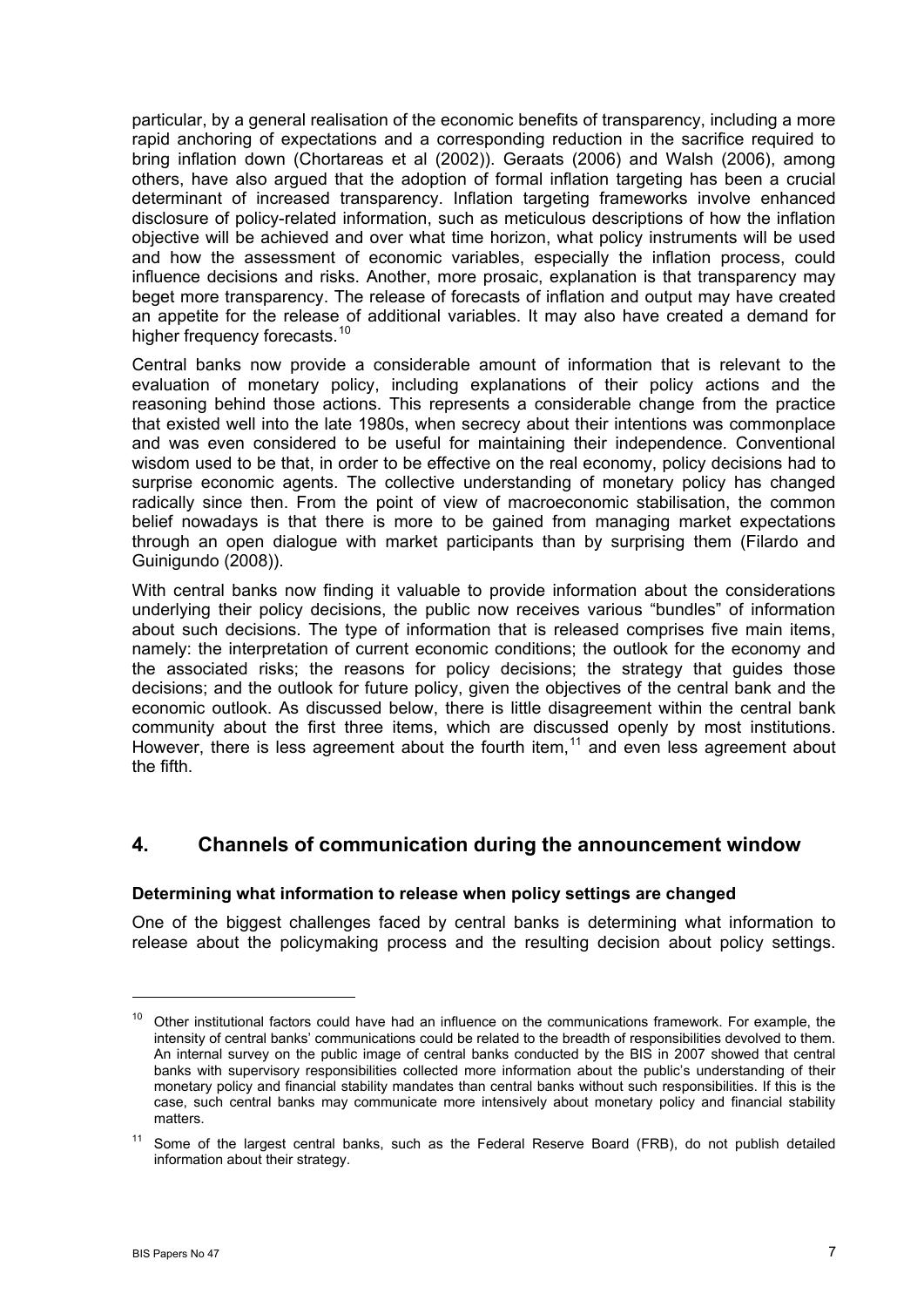particular, by a general realisation of the economic benefits of transparency, including a more rapid anchoring of expectations and a corresponding reduction in the sacrifice required to bring inflation down (Chortareas et al (2002)). Geraats (2006) and Walsh (2006), among others, have also argued that the adoption of formal inflation targeting has been a crucial determinant of increased transparency. Inflation targeting frameworks involve enhanced disclosure of policy-related information, such as meticulous descriptions of how the inflation objective will be achieved and over what time horizon, what policy instruments will be used and how the assessment of economic variables, especially the inflation process, could influence decisions and risks. Another, more prosaic, explanation is that transparency may beget more transparency. The release of forecasts of inflation and output may have created an appetite for the release of additional variables. It may also have created a demand for higher frequency forecasts.[10]

Central banks now provide a considerable amount of information that is relevant to the evaluation of monetary policy, including explanations of their policy actions and the reasoning behind those actions. This represents a considerable change from the practice that existed well into the late 1980s, when secrecy about their intentions was commonplace and was even considered to be useful for maintaining their independence. Conventional wisdom used to be that, in order to be effective on the real economy, policy decisions had to surprise economic agents. The collective understanding of monetary policy has changed radically since then. From the point of view of macroeconomic stabilisation, the common belief nowadays is that there is more to be gained from managing market expectations through an open dialogue with market participants than by surprising them (Filardo and Guinigundo (2008)).

With central banks now finding it valuable to provide information about the considerations underlying their policy decisions, the public now receives various "bundles" of information about such decisions. The type of information that is released comprises five main items, namely: the interpretation of current economic conditions; the outlook for the economy and the associated risks; the reasons for policy decisions; the strategy that guides those decisions; and the outlook for future policy, given the objectives of the central bank and the economic outlook. As discussed below, there is little disagreement within the central bank community about the first three items, which are discussed openly by most institutions. However, there is less agreement about the fourth item,[11] and even less agreement about the fifth.

## 4. Channels of communication during the announcement window

### Determining what information to release when policy settings are changed

One of the biggest challenges faced by central banks is determining what information to release about the policymaking process and the resulting decision about policy settings.

---

[10] Other institutional factors could have had an influence on the communications framework. For example, the intensity of central banks' communications could be related to the breadth of responsibilities devolved to them. An internal survey on the public image of central banks conducted by the BIS in 2007 showed that central banks with supervisory responsibilities collected more information about the public's understanding of their monetary policy and financial stability mandates than central banks without such responsibilities. If this is the case, such central banks may communicate more intensively about monetary policy and financial stability matters.

[11] Some of the largest central banks, such as the Federal Reserve Board (FRB), do not publish detailed information about their strategy.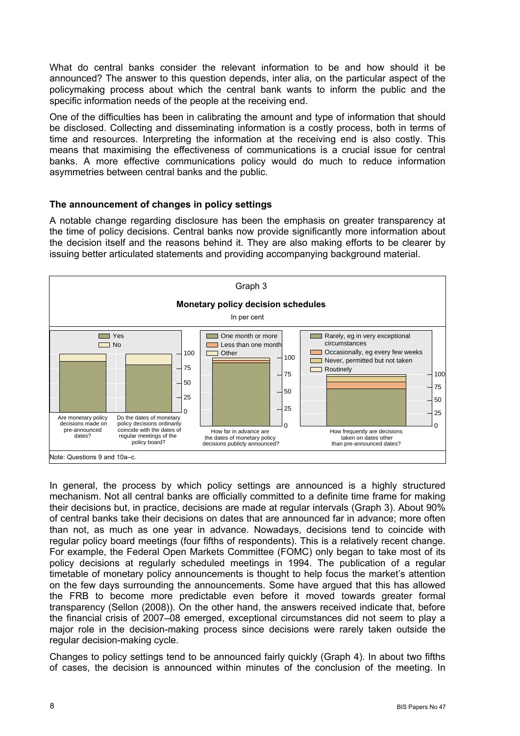What do central banks consider the relevant information to be and how should it be announced? The answer to this question depends, inter alia, on the particular aspect of the policymaking process about which the central bank wants to inform the public and the specific information needs of the people at the receiving end.

One of the difficulties has been in calibrating the amount and type of information that should be disclosed. Collecting and disseminating information is a costly process, both in terms of time and resources. Interpreting the information at the receiving end is also costly. This means that maximising the effectiveness of communications is a crucial issue for central banks. A more effective communications policy would do much to reduce information asymmetries between central banks and the public.

### The announcement of changes in policy settings

A notable change regarding disclosure has been the emphasis on greater transparency at the time of policy decisions. Central banks now provide significantly more information about the decision itself and the reasons behind it. They are also making efforts to be clearer by issuing better articulated statements and providing accompanying background material.

Graph 3

**Monetary policy decision schedules**

In per cent

Note: Questions 9 and 10a–c.

In general, the process by which policy settings are announced is a highly structured mechanism. Not all central banks are officially committed to a definite time frame for making their decisions but, in practice, decisions are made at regular intervals (Graph 3). About 90% of central banks take their decisions on dates that are announced far in advance; more often than not, as much as one year in advance. Nowadays, decisions tend to coincide with regular policy board meetings (four fifths of respondents). This is a relatively recent change. For example, the Federal Open Markets Committee (FOMC) only began to take most of its policy decisions at regularly scheduled meetings in 1994. The publication of a regular timetable of monetary policy announcements is thought to help focus the market's attention on the few days surrounding the announcements. Some have argued that this has allowed the FRB to become more predictable even before it moved towards greater formal transparency (Sellon (2008)). On the other hand, the answers received indicate that, before the financial crisis of 2007–08 emerged, exceptional circumstances did not seem to play a major role in the decision-making process since decisions were rarely taken outside the regular decision-making cycle.

Changes to policy settings tend to be announced fairly quickly (Graph 4). In about two fifths of cases, the decision is announced within minutes of the conclusion of the meeting. In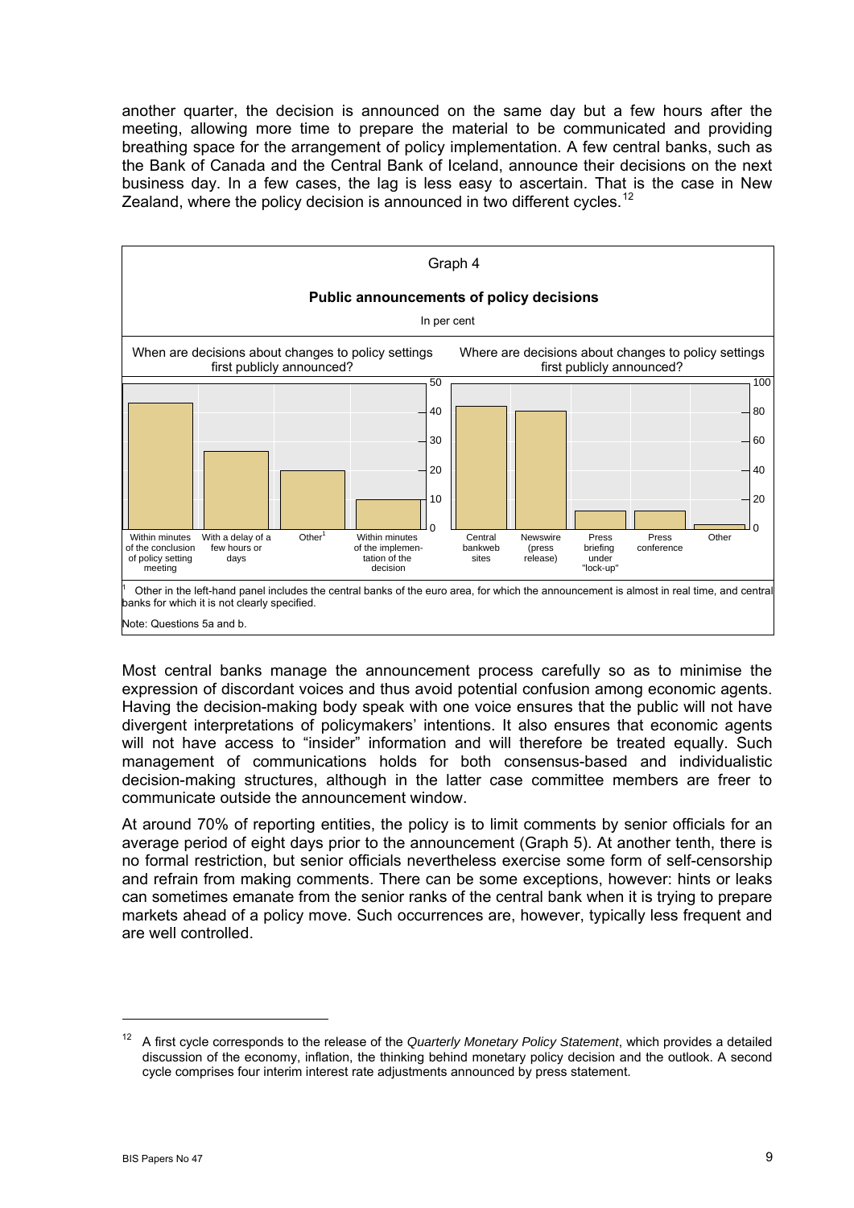another quarter, the decision is announced on the same day but a few hours after the meeting, allowing more time to prepare the material to be communicated and providing breathing space for the arrangement of policy implementation. A few central banks, such as the Bank of Canada and the Central Bank of Iceland, announce their decisions on the next business day. In a few cases, the lag is less easy to ascertain. That is the case in New Zealand, where the policy decision is announced in two different cycles.[12]

Graph 4

**Public announcements of policy decisions**

In per cent

When are decisions about changes to policy settings first publicly announced?

Within minutes of the conclusion of policy setting meeting | With a delay of a few hours or days | Other[1] | Within minutes of the implementation of the decision

Where are decisions about changes to policy settings first publicly announced?

Central bankweb sites | Newswire (press release) | Press briefing under "lock-up" | Press conference | Other

[1] Other in the left-hand panel includes the central banks of the euro area, for which the announcement is almost in real time, and central banks for which it is not clearly specified.

Note: Questions 5a and b.

Most central banks manage the announcement process carefully so as to minimise the expression of discordant voices and thus avoid potential confusion among economic agents. Having the decision-making body speak with one voice ensures that the public will not have divergent interpretations of policymakers' intentions. It also ensures that economic agents will not have access to "insider" information and will therefore be treated equally. Such management of communications holds for both consensus-based and individualistic decision-making structures, although in the latter case committee members are freer to communicate outside the announcement window.

At around 70% of reporting entities, the policy is to limit comments by senior officials for an average period of eight days prior to the announcement (Graph 5). At another tenth, there is no formal restriction, but senior officials nevertheless exercise some form of self-censorship and refrain from making comments. There can be some exceptions, however: hints or leaks can sometimes emanate from the senior ranks of the central bank when it is trying to prepare markets ahead of a policy move. Such occurrences are, however, typically less frequent and are well controlled.

[12] A first cycle corresponds to the release of the *Quarterly Monetary Policy Statement*, which provides a detailed discussion of the economy, inflation, the thinking behind monetary policy decision and the outlook. A second cycle comprises four interim interest rate adjustments announced by press statement.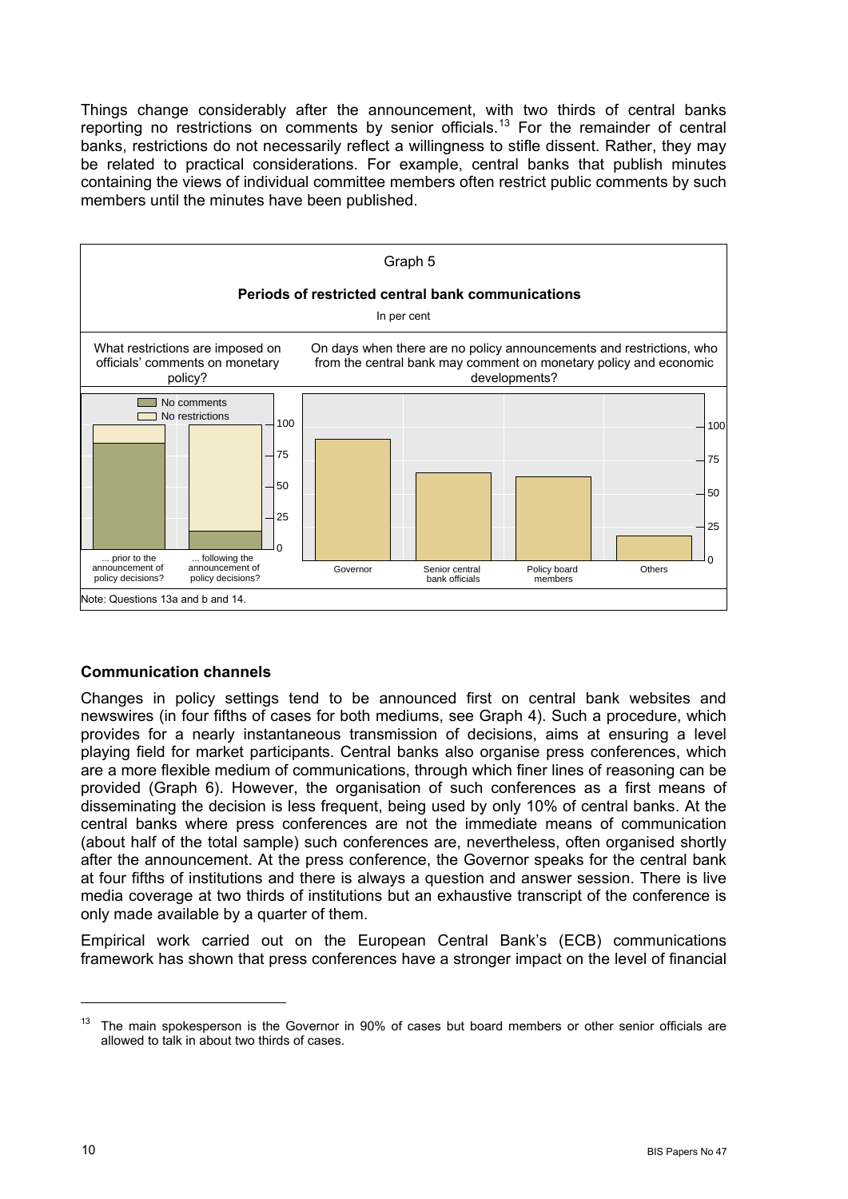Things change considerably after the announcement, with two thirds of central banks reporting no restrictions on comments by senior officials.[13] For the remainder of central banks, restrictions do not necessarily reflect a willingness to stifle dissent. Rather, they may be related to practical considerations. For example, central banks that publish minutes containing the views of individual committee members often restrict public comments by such members until the minutes have been published.

Graph 5

**Periods of restricted central bank communications**

In per cent

What restrictions are imposed on officials' comments on monetary policy?

No comments / No restrictions

... prior to the announcement of policy decisions? | ... following the announcement of policy decisions?

On days when there are no policy announcements and restrictions, who from the central bank may comment on monetary policy and economic developments?

Governor | Senior central bank officials | Policy board members | Others

Note: Questions 13a and b and 14.

## Communication channels

Changes in policy settings tend to be announced first on central bank websites and newswires (in four fifths of cases for both mediums, see Graph 4). Such a procedure, which provides for a nearly instantaneous transmission of decisions, aims at ensuring a level playing field for market participants. Central banks also organise press conferences, which are a more flexible medium of communications, through which finer lines of reasoning can be provided (Graph 6). However, the organisation of such conferences as a first means of disseminating the decision is less frequent, being used by only 10% of central banks. At the central banks where press conferences are not the immediate means of communication (about half of the total sample) such conferences are, nevertheless, often organised shortly after the announcement. At the press conference, the Governor speaks for the central bank at four fifths of institutions and there is always a question and answer session. There is live media coverage at two thirds of institutions but an exhaustive transcript of the conference is only made available by a quarter of them.

Empirical work carried out on the European Central Bank's (ECB) communications framework has shown that press conferences have a stronger impact on the level of financial

[13] The main spokesperson is the Governor in 90% of cases but board members or other senior officials are allowed to talk in about two thirds of cases.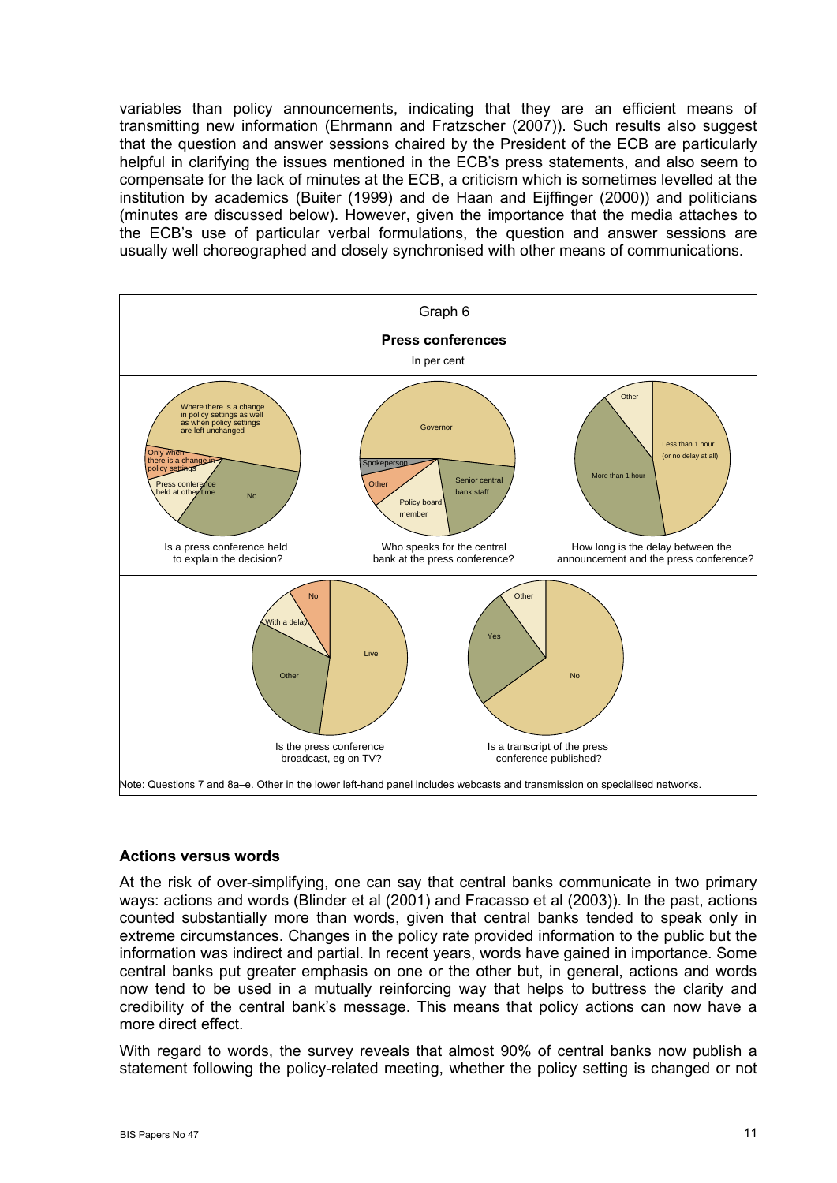variables than policy announcements, indicating that they are an efficient means of transmitting new information (Ehrmann and Fratzscher (2007)). Such results also suggest that the question and answer sessions chaired by the President of the ECB are particularly helpful in clarifying the issues mentioned in the ECB's press statements, and also seem to compensate for the lack of minutes at the ECB, a criticism which is sometimes levelled at the institution by academics (Buiter (1999) and de Haan and Eijffinger (2000)) and politicians (minutes are discussed below). However, given the importance that the media attaches to the ECB's use of particular verbal formulations, the question and answer sessions are usually well choreographed and closely synchronised with other means of communications.

Graph 6

**Press conferences**

In per cent

Is a press conference held to explain the decision? — Where there is a change in policy settings as well as when policy settings are left unchanged; Only when there is a change in policy settings; Press conference held at other time; No

Who speaks for the central bank at the press conference? — Governor; Spokeperson; Other; Policy board member; Senior central bank staff

How long is the delay between the announcement and the press conference? — Other; Less than 1 hour (or no delay at all); More than 1 hour

Is the press conference broadcast, eg on TV? — No; With a delay; Other; Live

Is a transcript of the press conference published? — Other; Yes; No

Note: Questions 7 and 8a–e. Other in the lower left-hand panel includes webcasts and transmission on specialised networks.

## Actions versus words

At the risk of over-simplifying, one can say that central banks communicate in two primary ways: actions and words (Blinder et al (2001) and Fracasso et al (2003)). In the past, actions counted substantially more than words, given that central banks tended to speak only in extreme circumstances. Changes in the policy rate provided information to the public but the information was indirect and partial. In recent years, words have gained in importance. Some central banks put greater emphasis on one or the other but, in general, actions and words now tend to be used in a mutually reinforcing way that helps to buttress the clarity and credibility of the central bank's message. This means that policy actions can now have a more direct effect.

With regard to words, the survey reveals that almost 90% of central banks now publish a statement following the policy-related meeting, whether the policy setting is changed or not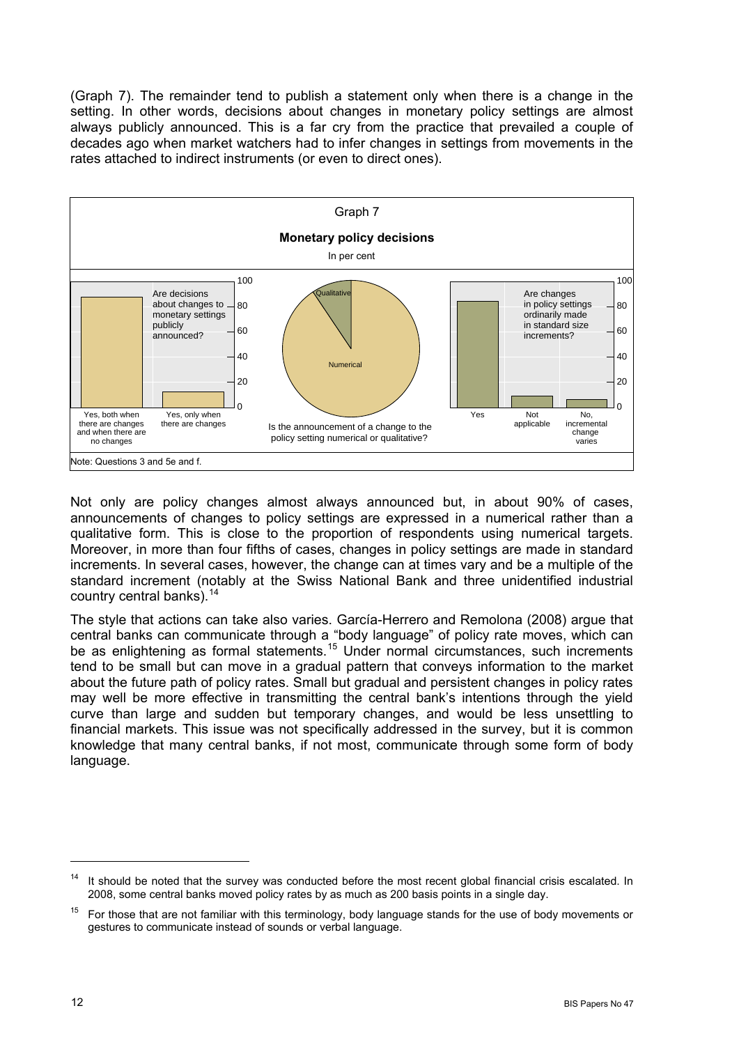(Graph 7). The remainder tend to publish a statement only when there is a change in the setting. In other words, decisions about changes in monetary policy settings are almost always publicly announced. This is a far cry from the practice that prevailed a couple of decades ago when market watchers had to infer changes in settings from movements in the rates attached to indirect instruments (or even to direct ones).

Graph 7

**Monetary policy decisions**

In per cent

Are decisions about changes to monetary settings publicly announced? — Yes, both when there are changes and when there are no changes; Yes, only when there are changes

Is the announcement of a change to the policy setting numerical or qualitative? — Numerical; Qualitative

Are changes in policy settings ordinarily made in standard size increments? — Yes; Not applicable; No, incremental change varies

Note: Questions 3 and 5e and f.

Not only are policy changes almost always announced but, in about 90% of cases, announcements of changes to policy settings are expressed in a numerical rather than a qualitative form. This is close to the proportion of respondents using numerical targets. Moreover, in more than four fifths of cases, changes in policy settings are made in standard increments. In several cases, however, the change can at times vary and be a multiple of the standard increment (notably at the Swiss National Bank and three unidentified industrial country central banks).[14]

The style that actions can take also varies. García-Herrero and Remolona (2008) argue that central banks can communicate through a "body language" of policy rate moves, which can be as enlightening as formal statements.[15] Under normal circumstances, such increments tend to be small but can move in a gradual pattern that conveys information to the market about the future path of policy rates. Small but gradual and persistent changes in policy rates may well be more effective in transmitting the central bank's intentions through the yield curve than large and sudden but temporary changes, and would be less unsettling to financial markets. This issue was not specifically addressed in the survey, but it is common knowledge that many central banks, if not most, communicate through some form of body language.

---

[14] It should be noted that the survey was conducted before the most recent global financial crisis escalated. In 2008, some central banks moved policy rates by as much as 200 basis points in a single day.

[15] For those that are not familiar with this terminology, body language stands for the use of body movements or gestures to communicate instead of sounds or verbal language.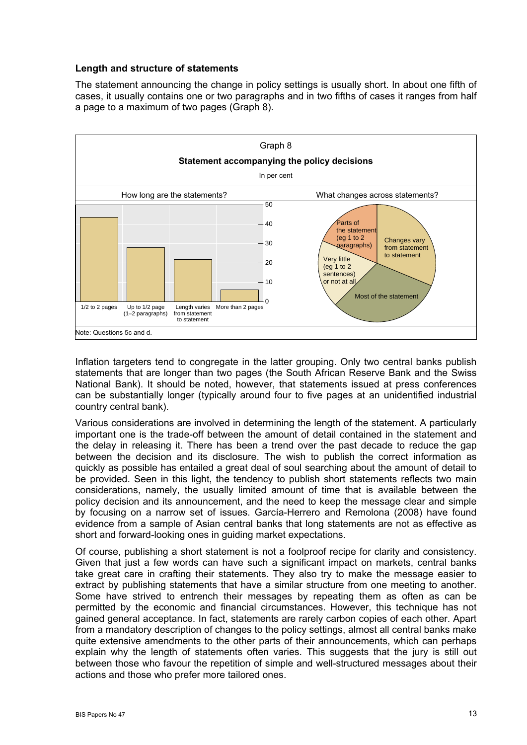### Length and structure of statements

The statement announcing the change in policy settings is usually short. In about one fifth of cases, it usually contains one or two paragraphs and in two fifths of cases it ranges from half a page to a maximum of two pages (Graph 8).

Graph 8

**Statement accompanying the policy decisions**

In per cent

How long are the statements? — What changes across statements?

Note: Questions 5c and d.

Inflation targeters tend to congregate in the latter grouping. Only two central banks publish statements that are longer than two pages (the South African Reserve Bank and the Swiss National Bank). It should be noted, however, that statements issued at press conferences can be substantially longer (typically around four to five pages at an unidentified industrial country central bank).

Various considerations are involved in determining the length of the statement. A particularly important one is the trade-off between the amount of detail contained in the statement and the delay in releasing it. There has been a trend over the past decade to reduce the gap between the decision and its disclosure. The wish to publish the correct information as quickly as possible has entailed a great deal of soul searching about the amount of detail to be provided. Seen in this light, the tendency to publish short statements reflects two main considerations, namely, the usually limited amount of time that is available between the policy decision and its announcement, and the need to keep the message clear and simple by focusing on a narrow set of issues. García-Herrero and Remolona (2008) have found evidence from a sample of Asian central banks that long statements are not as effective as short and forward-looking ones in guiding market expectations.

Of course, publishing a short statement is not a foolproof recipe for clarity and consistency. Given that just a few words can have such a significant impact on markets, central banks take great care in crafting their statements. They also try to make the message easier to extract by publishing statements that have a similar structure from one meeting to another. Some have strived to entrench their messages by repeating them as often as can be permitted by the economic and financial circumstances. However, this technique has not gained general acceptance. In fact, statements are rarely carbon copies of each other. Apart from a mandatory description of changes to the policy settings, almost all central banks make quite extensive amendments to the other parts of their announcements, which can perhaps explain why the length of statements often varies. This suggests that the jury is still out between those who favour the repetition of simple and well-structured messages about their actions and those who prefer more tailored ones.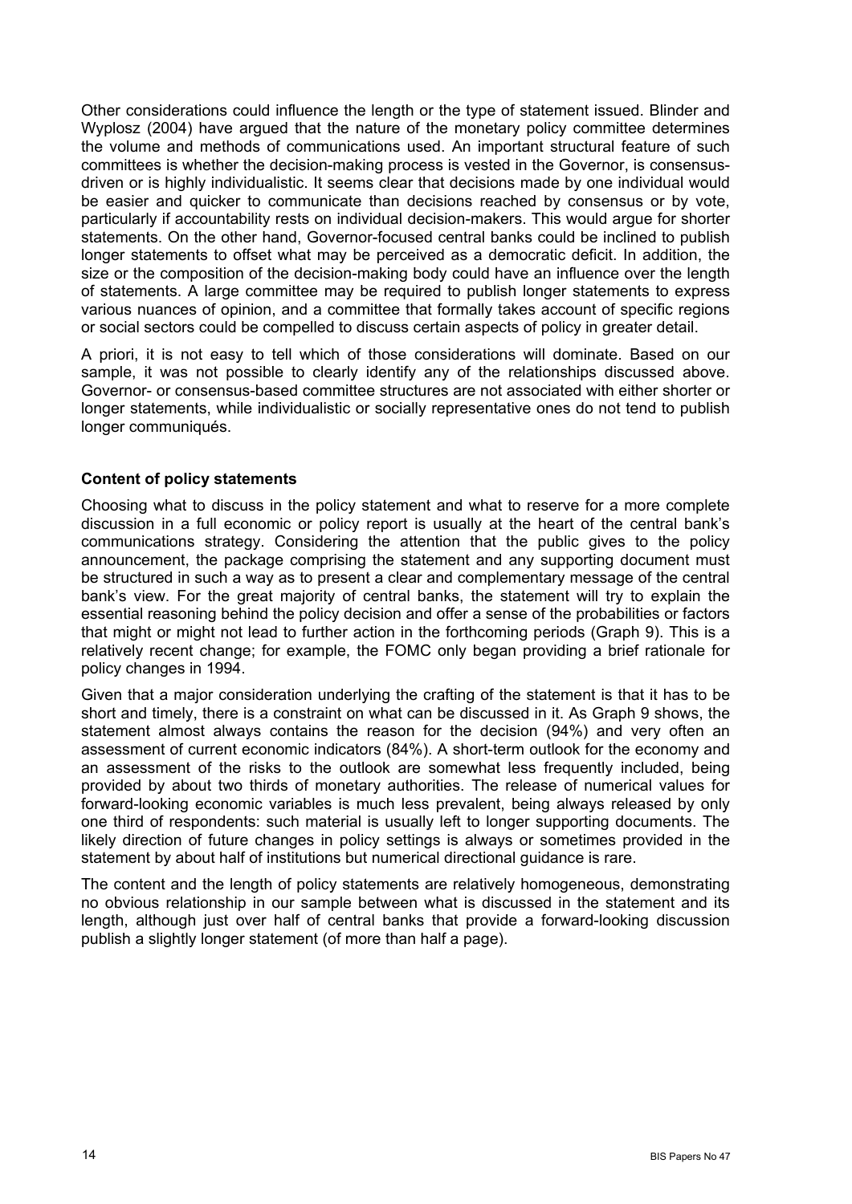Other considerations could influence the length or the type of statement issued. Blinder and Wyplosz (2004) have argued that the nature of the monetary policy committee determines the volume and methods of communications used. An important structural feature of such committees is whether the decision-making process is vested in the Governor, is consensus-driven or is highly individualistic. It seems clear that decisions made by one individual would be easier and quicker to communicate than decisions reached by consensus or by vote, particularly if accountability rests on individual decision-makers. This would argue for shorter statements. On the other hand, Governor-focused central banks could be inclined to publish longer statements to offset what may be perceived as a democratic deficit. In addition, the size or the composition of the decision-making body could have an influence over the length of statements. A large committee may be required to publish longer statements to express various nuances of opinion, and a committee that formally takes account of specific regions or social sectors could be compelled to discuss certain aspects of policy in greater detail.

A priori, it is not easy to tell which of those considerations will dominate. Based on our sample, it was not possible to clearly identify any of the relationships discussed above. Governor- or consensus-based committee structures are not associated with either shorter or longer statements, while individualistic or socially representative ones do not tend to publish longer communiqués.

**Content of policy statements**

Choosing what to discuss in the policy statement and what to reserve for a more complete discussion in a full economic or policy report is usually at the heart of the central bank's communications strategy. Considering the attention that the public gives to the policy announcement, the package comprising the statement and any supporting document must be structured in such a way as to present a clear and complementary message of the central bank's view. For the great majority of central banks, the statement will try to explain the essential reasoning behind the policy decision and offer a sense of the probabilities or factors that might or might not lead to further action in the forthcoming periods (Graph 9). This is a relatively recent change; for example, the FOMC only began providing a brief rationale for policy changes in 1994.

Given that a major consideration underlying the crafting of the statement is that it has to be short and timely, there is a constraint on what can be discussed in it. As Graph 9 shows, the statement almost always contains the reason for the decision (94%) and very often an assessment of current economic indicators (84%). A short-term outlook for the economy and an assessment of the risks to the outlook are somewhat less frequently included, being provided by about two thirds of monetary authorities. The release of numerical values for forward-looking economic variables is much less prevalent, being always released by only one third of respondents: such material is usually left to longer supporting documents. The likely direction of future changes in policy settings is always or sometimes provided in the statement by about half of institutions but numerical directional guidance is rare.

The content and the length of policy statements are relatively homogeneous, demonstrating no obvious relationship in our sample between what is discussed in the statement and its length, although just over half of central banks that provide a forward-looking discussion publish a slightly longer statement (of more than half a page).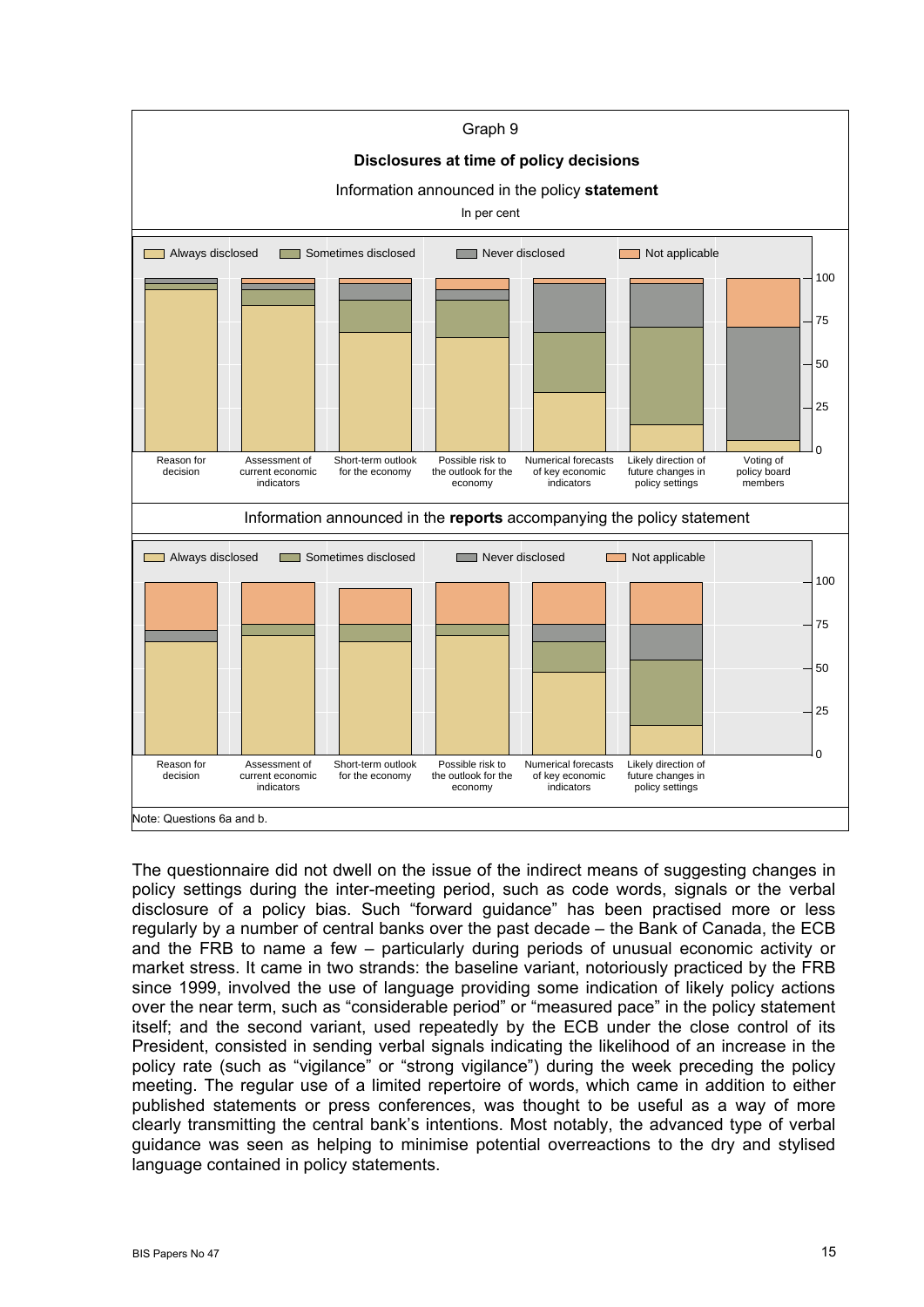Graph 9

**Disclosures at time of policy decisions**

Information announced in the policy **statement**

In per cent

Always disclosed | Sometimes disclosed | Never disclosed | Not applicable

Reason for decision | Assessment of current economic indicators | Short-term outlook for the economy | Possible risk to the outlook for the economy | Numerical forecasts of key economic indicators | Likely direction of future changes in policy settings | Voting of policy board members

Information announced in the **reports** accompanying the policy statement

Always disclosed | Sometimes disclosed | Never disclosed | Not applicable

Reason for decision | Assessment of current economic indicators | Short-term outlook for the economy | Possible risk to the outlook for the economy | Numerical forecasts of key economic indicators | Likely direction of future changes in policy settings

Note: Questions 6a and b.

The questionnaire did not dwell on the issue of the indirect means of suggesting changes in policy settings during the inter-meeting period, such as code words, signals or the verbal disclosure of a policy bias. Such "forward guidance" has been practised more or less regularly by a number of central banks over the past decade – the Bank of Canada, the ECB and the FRB to name a few – particularly during periods of unusual economic activity or market stress. It came in two strands: the baseline variant, notoriously practiced by the FRB since 1999, involved the use of language providing some indication of likely policy actions over the near term, such as "considerable period" or "measured pace" in the policy statement itself; and the second variant, used repeatedly by the ECB under the close control of its President, consisted in sending verbal signals indicating the likelihood of an increase in the policy rate (such as "vigilance" or "strong vigilance") during the week preceding the policy meeting. The regular use of a limited repertoire of words, which came in addition to either published statements or press conferences, was thought to be useful as a way of more clearly transmitting the central bank's intentions. Most notably, the advanced type of verbal guidance was seen as helping to minimise potential overreactions to the dry and stylised language contained in policy statements.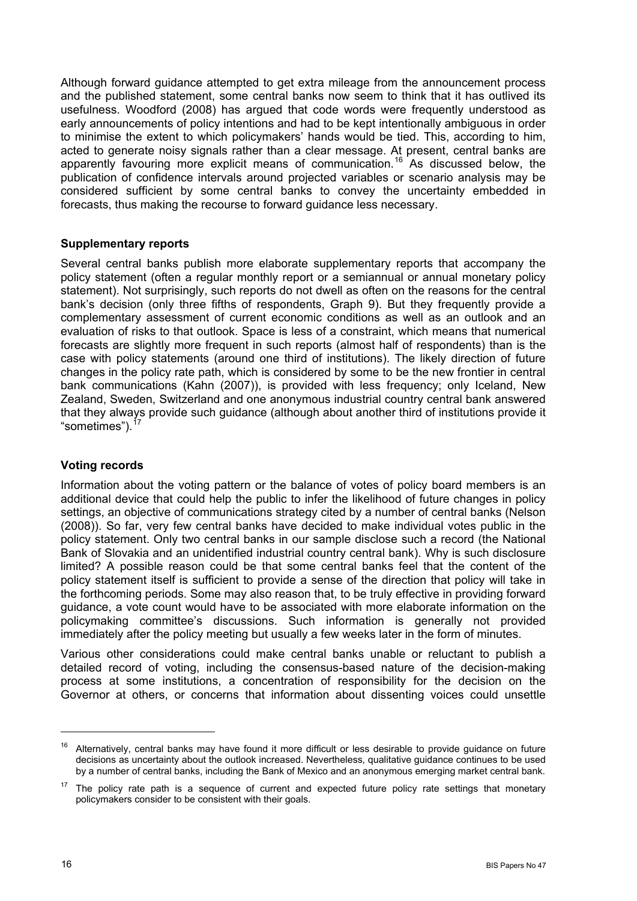Although forward guidance attempted to get extra mileage from the announcement process and the published statement, some central banks now seem to think that it has outlived its usefulness. Woodford (2008) has argued that code words were frequently understood as early announcements of policy intentions and had to be kept intentionally ambiguous in order to minimise the extent to which policymakers' hands would be tied. This, according to him, acted to generate noisy signals rather than a clear message. At present, central banks are apparently favouring more explicit means of communication.[16] As discussed below, the publication of confidence intervals around projected variables or scenario analysis may be considered sufficient by some central banks to convey the uncertainty embedded in forecasts, thus making the recourse to forward guidance less necessary.

### Supplementary reports

Several central banks publish more elaborate supplementary reports that accompany the policy statement (often a regular monthly report or a semiannual or annual monetary policy statement). Not surprisingly, such reports do not dwell as often on the reasons for the central bank's decision (only three fifths of respondents, Graph 9). But they frequently provide a complementary assessment of current economic conditions as well as an outlook and an evaluation of risks to that outlook. Space is less of a constraint, which means that numerical forecasts are slightly more frequent in such reports (almost half of respondents) than is the case with policy statements (around one third of institutions). The likely direction of future changes in the policy rate path, which is considered by some to be the new frontier in central bank communications (Kahn (2007)), is provided with less frequency; only Iceland, New Zealand, Sweden, Switzerland and one anonymous industrial country central bank answered that they always provide such guidance (although about another third of institutions provide it "sometimes").[17]

### Voting records

Information about the voting pattern or the balance of votes of policy board members is an additional device that could help the public to infer the likelihood of future changes in policy settings, an objective of communications strategy cited by a number of central banks (Nelson (2008)). So far, very few central banks have decided to make individual votes public in the policy statement. Only two central banks in our sample disclose such a record (the National Bank of Slovakia and an unidentified industrial country central bank). Why is such disclosure limited? A possible reason could be that some central banks feel that the content of the policy statement itself is sufficient to provide a sense of the direction that policy will take in the forthcoming periods. Some may also reason that, to be truly effective in providing forward guidance, a vote count would have to be associated with more elaborate information on the policymaking committee's discussions. Such information is generally not provided immediately after the policy meeting but usually a few weeks later in the form of minutes.

Various other considerations could make central banks unable or reluctant to publish a detailed record of voting, including the consensus-based nature of the decision-making process at some institutions, a concentration of responsibility for the decision on the Governor at others, or concerns that information about dissenting voices could unsettle

---

[16] Alternatively, central banks may have found it more difficult or less desirable to provide guidance on future decisions as uncertainty about the outlook increased. Nevertheless, qualitative guidance continues to be used by a number of central banks, including the Bank of Mexico and an anonymous emerging market central bank.

[17] The policy rate path is a sequence of current and expected future policy rate settings that monetary policymakers consider to be consistent with their goals.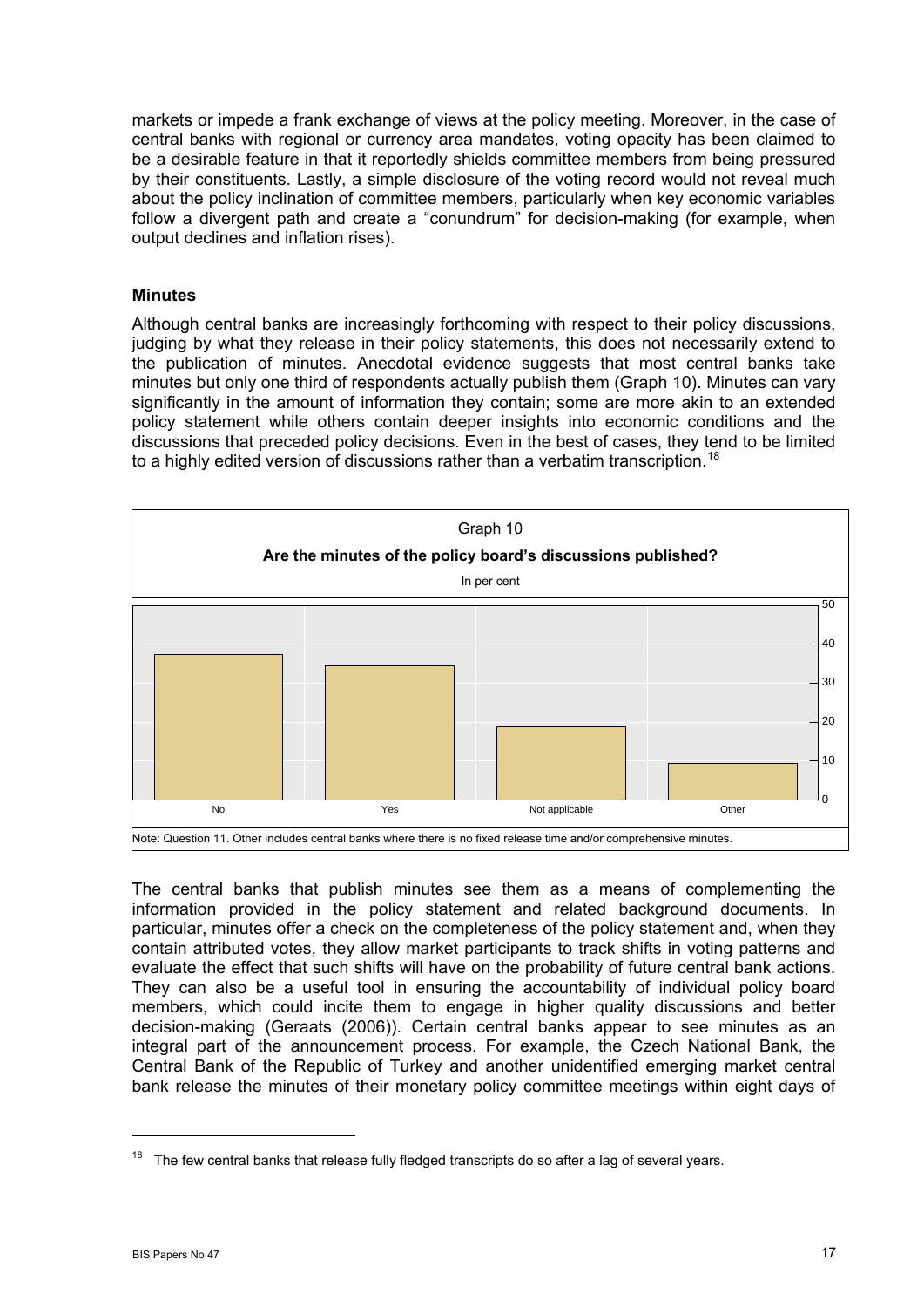markets or impede a frank exchange of views at the policy meeting. Moreover, in the case of central banks with regional or currency area mandates, voting opacity has been claimed to be a desirable feature in that it reportedly shields committee members from being pressured by their constituents. Lastly, a simple disclosure of the voting record would not reveal much about the policy inclination of committee members, particularly when key economic variables follow a divergent path and create a "conundrum" for decision-making (for example, when output declines and inflation rises).

### Minutes

Although central banks are increasingly forthcoming with respect to their policy discussions, judging by what they release in their policy statements, this does not necessarily extend to the publication of minutes. Anecdotal evidence suggests that most central banks take minutes but only one third of respondents actually publish them (Graph 10). Minutes can vary significantly in the amount of information they contain; some are more akin to an extended policy statement while others contain deeper insights into economic conditions and the discussions that preceded policy decisions. Even in the best of cases, they tend to be limited to a highly edited version of discussions rather than a verbatim transcription.[18]

Graph 10

**Are the minutes of the policy board's discussions published?**

In per cent

| No | Yes | Not applicable | Other |
|---|---|---|---|
| ~37 | ~34 | ~19 | ~9 |

Note: Question 11. Other includes central banks where there is no fixed release time and/or comprehensive minutes.

The central banks that publish minutes see them as a means of complementing the information provided in the policy statement and related background documents. In particular, minutes offer a check on the completeness of the policy statement and, when they contain attributed votes, they allow market participants to track shifts in voting patterns and evaluate the effect that such shifts will have on the probability of future central bank actions. They can also be a useful tool in ensuring the accountability of individual policy board members, which could incite them to engage in higher quality discussions and better decision-making (Geraats (2006)). Certain central banks appear to see minutes as an integral part of the announcement process. For example, the Czech National Bank, the Central Bank of the Republic of Turkey and another unidentified emerging market central bank release the minutes of their monetary policy committee meetings within eight days of

[18] The few central banks that release fully fledged transcripts do so after a lag of several years.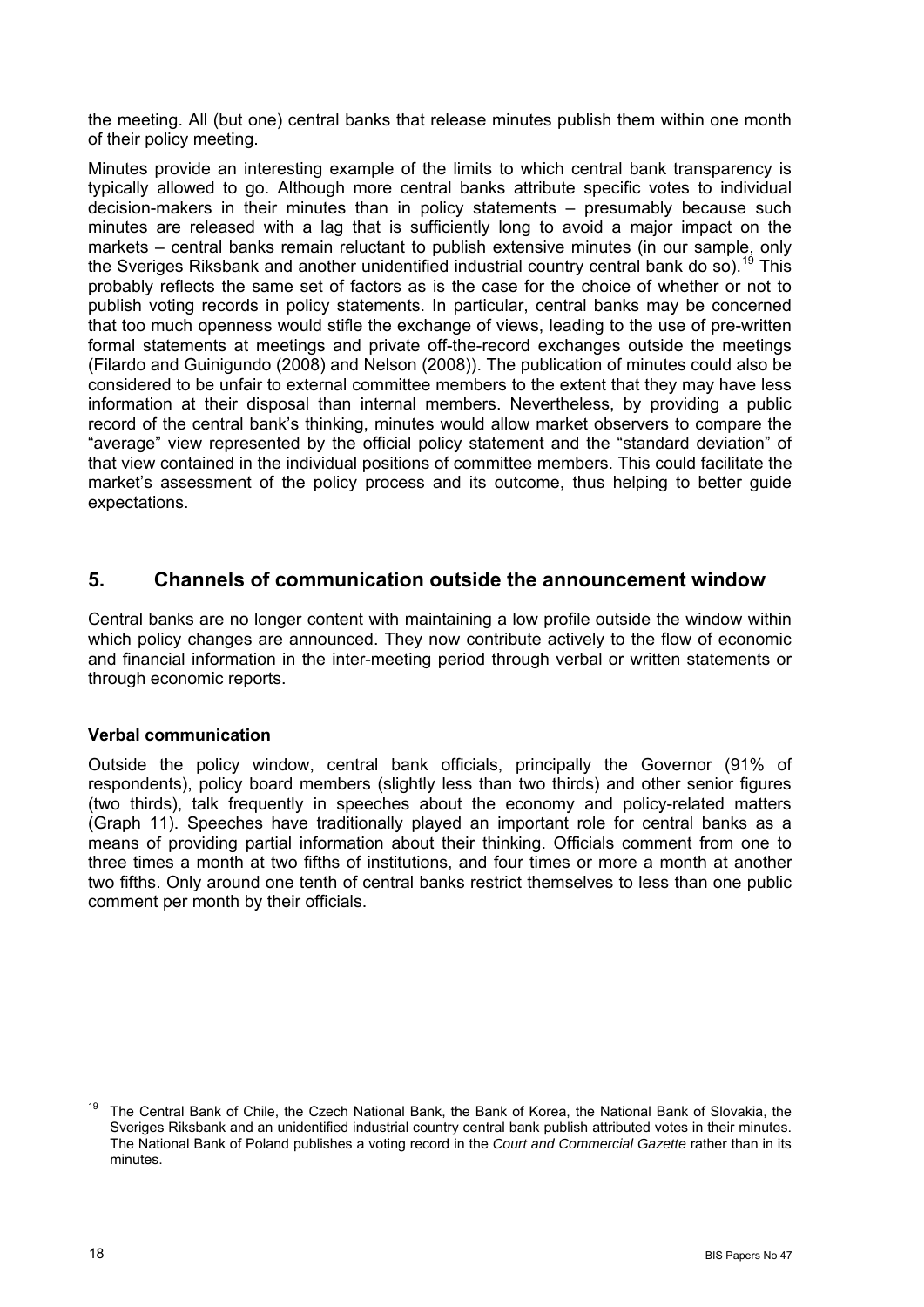the meeting. All (but one) central banks that release minutes publish them within one month of their policy meeting.

Minutes provide an interesting example of the limits to which central bank transparency is typically allowed to go. Although more central banks attribute specific votes to individual decision-makers in their minutes than in policy statements – presumably because such minutes are released with a lag that is sufficiently long to avoid a major impact on the markets – central banks remain reluctant to publish extensive minutes (in our sample, only the Sveriges Riksbank and another unidentified industrial country central bank do so).[19] This probably reflects the same set of factors as is the case for the choice of whether or not to publish voting records in policy statements. In particular, central banks may be concerned that too much openness would stifle the exchange of views, leading to the use of pre-written formal statements at meetings and private off-the-record exchanges outside the meetings (Filardo and Guinigundo (2008) and Nelson (2008)). The publication of minutes could also be considered to be unfair to external committee members to the extent that they may have less information at their disposal than internal members. Nevertheless, by providing a public record of the central bank's thinking, minutes would allow market observers to compare the "average" view represented by the official policy statement and the "standard deviation" of that view contained in the individual positions of committee members. This could facilitate the market's assessment of the policy process and its outcome, thus helping to better guide expectations.

## 5. Channels of communication outside the announcement window

Central banks are no longer content with maintaining a low profile outside the window within which policy changes are announced. They now contribute actively to the flow of economic and financial information in the inter-meeting period through verbal or written statements or through economic reports.

### Verbal communication

Outside the policy window, central bank officials, principally the Governor (91% of respondents), policy board members (slightly less than two thirds) and other senior figures (two thirds), talk frequently in speeches about the economy and policy-related matters (Graph 11). Speeches have traditionally played an important role for central banks as a means of providing partial information about their thinking. Officials comment from one to three times a month at two fifths of institutions, and four times or more a month at another two fifths. Only around one tenth of central banks restrict themselves to less than one public comment per month by their officials.

---

[19] The Central Bank of Chile, the Czech National Bank, the Bank of Korea, the National Bank of Slovakia, the Sveriges Riksbank and an unidentified industrial country central bank publish attributed votes in their minutes. The National Bank of Poland publishes a voting record in the *Court and Commercial Gazette* rather than in its minutes.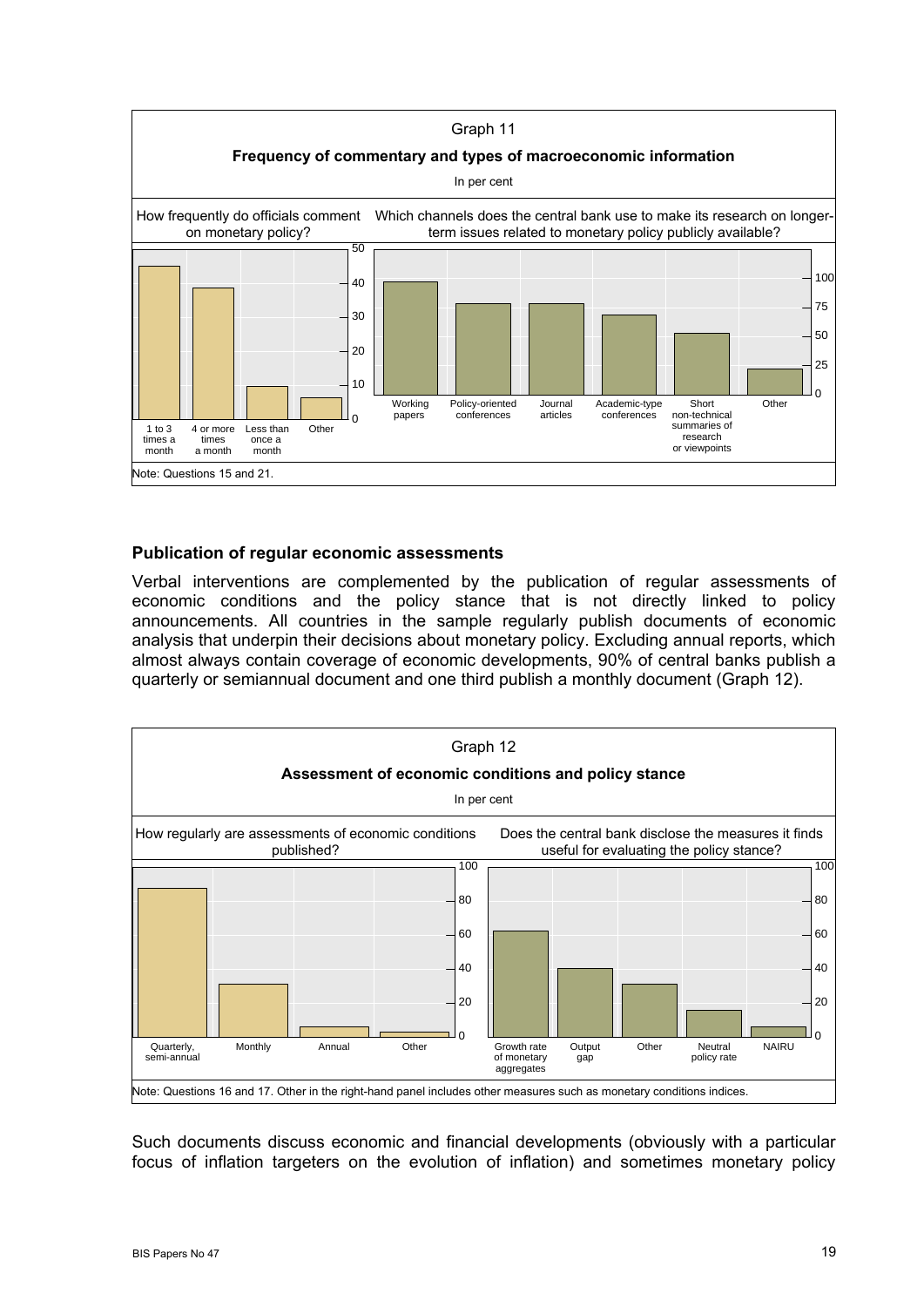Graph 11

**Frequency of commentary and types of macroeconomic information**

In per cent

How frequently do officials comment on monetary policy? | Which channels does the central bank use to make its research on longer-term issues related to monetary policy publicly available?

Note: Questions 15 and 21.

## Publication of regular economic assessments

Verbal interventions are complemented by the publication of regular assessments of economic conditions and the policy stance that is not directly linked to policy announcements. All countries in the sample regularly publish documents of economic analysis that underpin their decisions about monetary policy. Excluding annual reports, which almost always contain coverage of economic developments, 90% of central banks publish a quarterly or semiannual document and one third publish a monthly document (Graph 12).

Graph 12

**Assessment of economic conditions and policy stance**

In per cent

How regularly are assessments of economic conditions published? | Does the central bank disclose the measures it finds useful for evaluating the policy stance?

Note: Questions 16 and 17. Other in the right-hand panel includes other measures such as monetary conditions indices.

Such documents discuss economic and financial developments (obviously with a particular focus of inflation targeters on the evolution of inflation) and sometimes monetary policy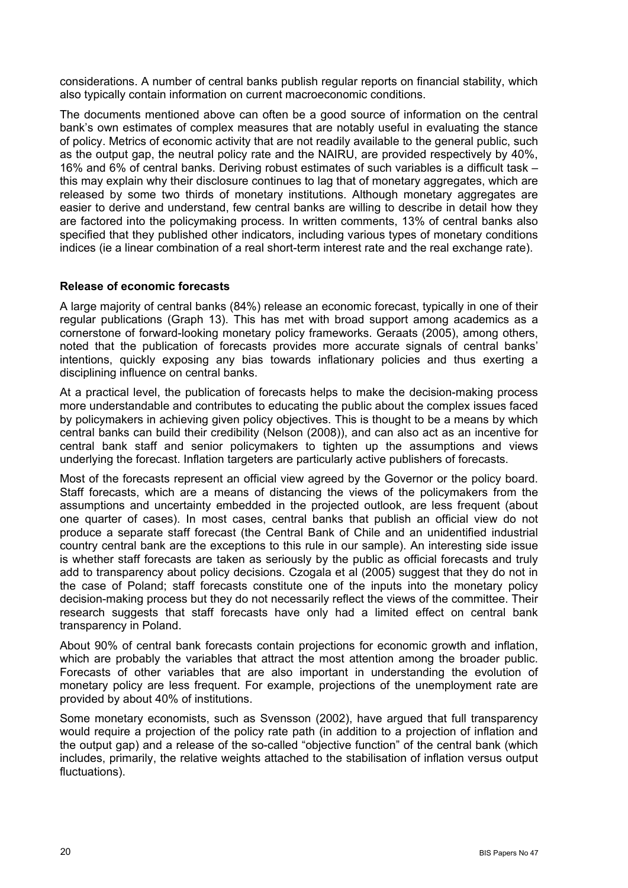considerations. A number of central banks publish regular reports on financial stability, which also typically contain information on current macroeconomic conditions.

The documents mentioned above can often be a good source of information on the central bank's own estimates of complex measures that are notably useful in evaluating the stance of policy. Metrics of economic activity that are not readily available to the general public, such as the output gap, the neutral policy rate and the NAIRU, are provided respectively by 40%, 16% and 6% of central banks. Deriving robust estimates of such variables is a difficult task – this may explain why their disclosure continues to lag that of monetary aggregates, which are released by some two thirds of monetary institutions. Although monetary aggregates are easier to derive and understand, few central banks are willing to describe in detail how they are factored into the policymaking process. In written comments, 13% of central banks also specified that they published other indicators, including various types of monetary conditions indices (ie a linear combination of a real short-term interest rate and the real exchange rate).

### Release of economic forecasts

A large majority of central banks (84%) release an economic forecast, typically in one of their regular publications (Graph 13). This has met with broad support among academics as a cornerstone of forward-looking monetary policy frameworks. Geraats (2005), among others, noted that the publication of forecasts provides more accurate signals of central banks' intentions, quickly exposing any bias towards inflationary policies and thus exerting a disciplining influence on central banks.

At a practical level, the publication of forecasts helps to make the decision-making process more understandable and contributes to educating the public about the complex issues faced by policymakers in achieving given policy objectives. This is thought to be a means by which central banks can build their credibility (Nelson (2008)), and can also act as an incentive for central bank staff and senior policymakers to tighten up the assumptions and views underlying the forecast. Inflation targeters are particularly active publishers of forecasts.

Most of the forecasts represent an official view agreed by the Governor or the policy board. Staff forecasts, which are a means of distancing the views of the policymakers from the assumptions and uncertainty embedded in the projected outlook, are less frequent (about one quarter of cases). In most cases, central banks that publish an official view do not produce a separate staff forecast (the Central Bank of Chile and an unidentified industrial country central bank are the exceptions to this rule in our sample). An interesting side issue is whether staff forecasts are taken as seriously by the public as official forecasts and truly add to transparency about policy decisions. Czogala et al (2005) suggest that they do not in the case of Poland; staff forecasts constitute one of the inputs into the monetary policy decision-making process but they do not necessarily reflect the views of the committee. Their research suggests that staff forecasts have only had a limited effect on central bank transparency in Poland.

About 90% of central bank forecasts contain projections for economic growth and inflation, which are probably the variables that attract the most attention among the broader public. Forecasts of other variables that are also important in understanding the evolution of monetary policy are less frequent. For example, projections of the unemployment rate are provided by about 40% of institutions.

Some monetary economists, such as Svensson (2002), have argued that full transparency would require a projection of the policy rate path (in addition to a projection of inflation and the output gap) and a release of the so-called "objective function" of the central bank (which includes, primarily, the relative weights attached to the stabilisation of inflation versus output fluctuations).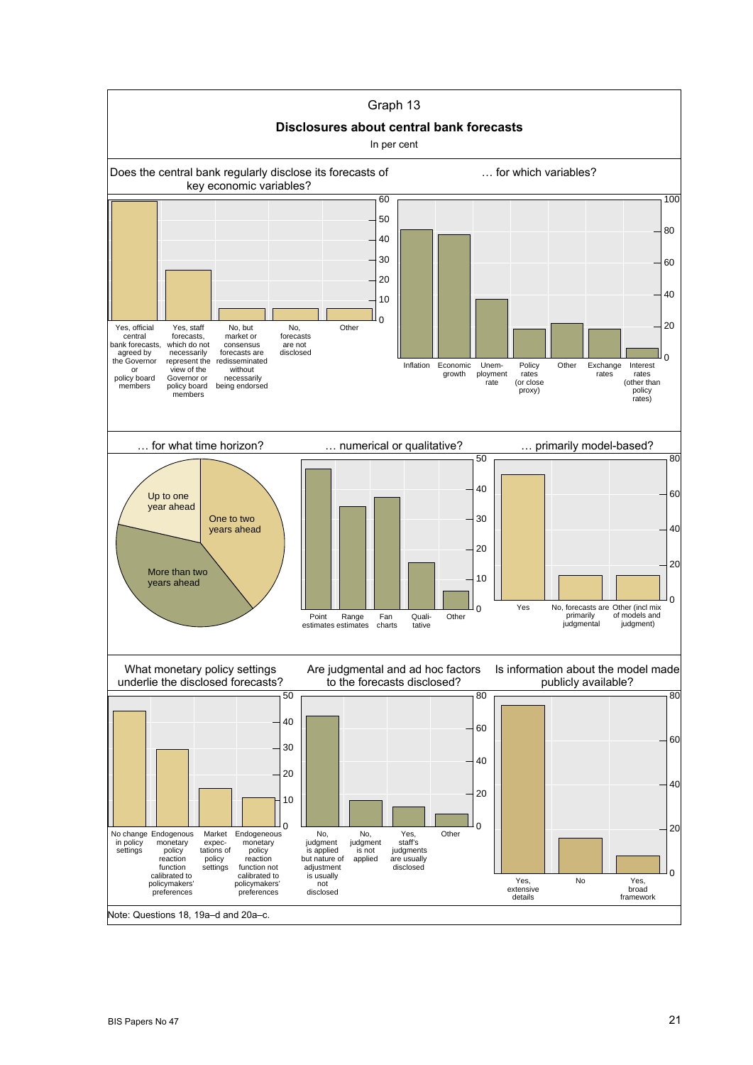Graph 13

**Disclosures about central bank forecasts**

In per cent

Does the central bank regularly disclose its forecasts of key economic variables?

- Yes, official central bank forecasts, agreed by the Governor or policy board members
- Yes, staff forecasts, which do not necessarily represent the view of the Governor or policy board members
- No, but market or consensus forecasts are redisseminated without necessarily being endorsed
- No, forecasts are not disclosed
- Other

… for which variables?

- Inflation
- Economic growth
- Unemployment rate
- Policy rates (or close proxy)
- Other
- Exchange rates
- Interest rates (other than policy rates)

… for what time horizon?

- Up to one year ahead
- One to two years ahead
- More than two years ahead

… numerical or qualitative?

- Point estimates
- Range estimates
- Fan charts
- Qualitative
- Other

… primarily model-based?

- Yes
- No, forecasts are primarily judgmental
- Other (incl mix of models and judgment)

What monetary policy settings underlie the disclosed forecasts?

- No change in policy settings
- Endogenous monetary policy reaction function calibrated to policymakers' preferences
- Market expectations of policy settings
- Endogeneous monetary policy reaction function not calibrated to policymakers' preferences

Are judgmental and ad hoc factors to the forecasts disclosed?

- No, judgment is applied but nature of adjustment is usually not disclosed
- No, judgment is not applied
- Yes, staff's judgments are usually disclosed
- Other

Is information about the model made publicly available?

- Yes, extensive details
- No
- Yes, broad framework

Note: Questions 18, 19a–d and 20a–c.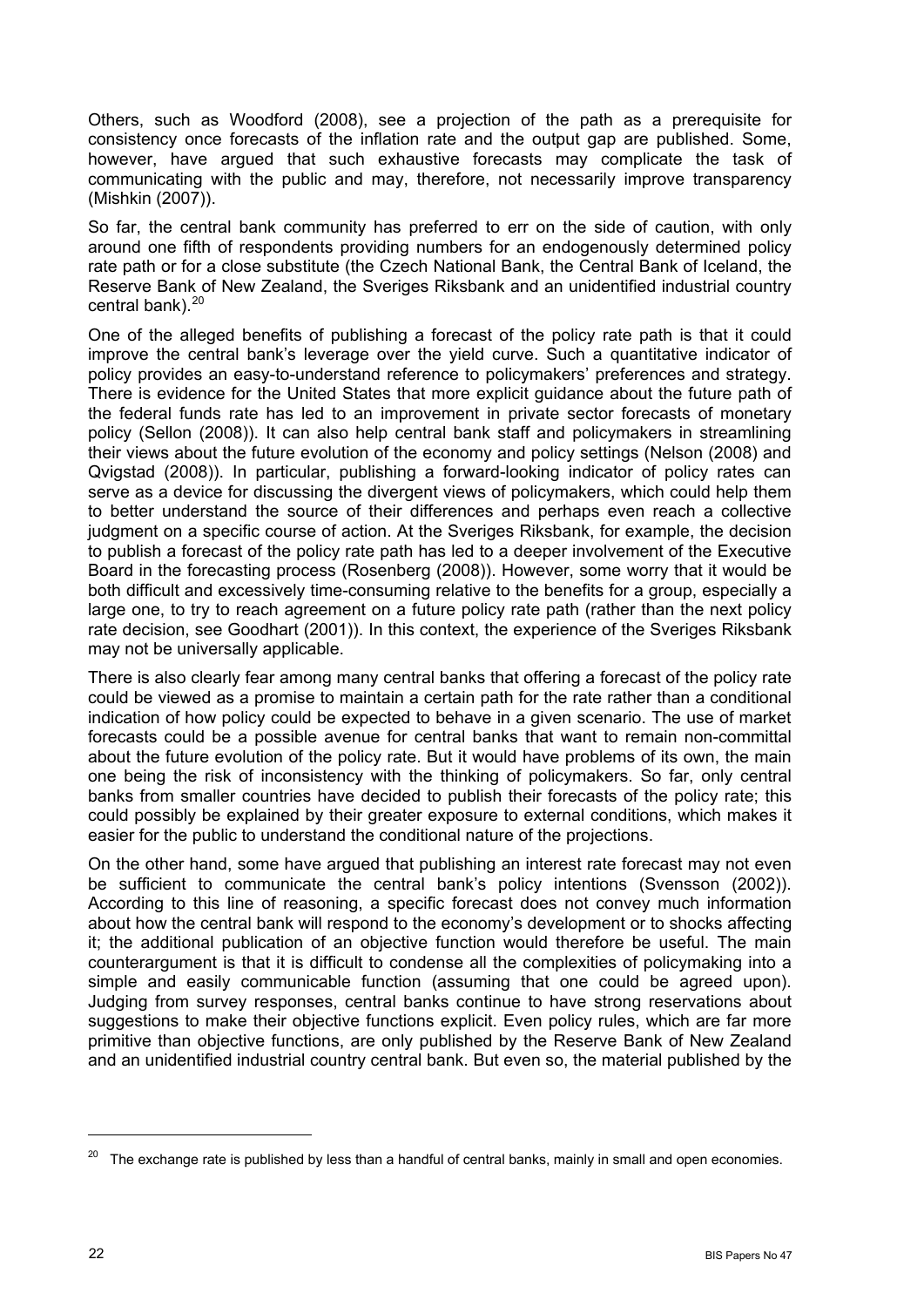Others, such as Woodford (2008), see a projection of the path as a prerequisite for consistency once forecasts of the inflation rate and the output gap are published. Some, however, have argued that such exhaustive forecasts may complicate the task of communicating with the public and may, therefore, not necessarily improve transparency (Mishkin (2007)).

So far, the central bank community has preferred to err on the side of caution, with only around one fifth of respondents providing numbers for an endogenously determined policy rate path or for a close substitute (the Czech National Bank, the Central Bank of Iceland, the Reserve Bank of New Zealand, the Sveriges Riksbank and an unidentified industrial country central bank).[20]

One of the alleged benefits of publishing a forecast of the policy rate path is that it could improve the central bank's leverage over the yield curve. Such a quantitative indicator of policy provides an easy-to-understand reference to policymakers' preferences and strategy. There is evidence for the United States that more explicit guidance about the future path of the federal funds rate has led to an improvement in private sector forecasts of monetary policy (Sellon (2008)). It can also help central bank staff and policymakers in streamlining their views about the future evolution of the economy and policy settings (Nelson (2008) and Qvigstad (2008)). In particular, publishing a forward-looking indicator of policy rates can serve as a device for discussing the divergent views of policymakers, which could help them to better understand the source of their differences and perhaps even reach a collective judgment on a specific course of action. At the Sveriges Riksbank, for example, the decision to publish a forecast of the policy rate path has led to a deeper involvement of the Executive Board in the forecasting process (Rosenberg (2008)). However, some worry that it would be both difficult and excessively time-consuming relative to the benefits for a group, especially a large one, to try to reach agreement on a future policy rate path (rather than the next policy rate decision, see Goodhart (2001)). In this context, the experience of the Sveriges Riksbank may not be universally applicable.

There is also clearly fear among many central banks that offering a forecast of the policy rate could be viewed as a promise to maintain a certain path for the rate rather than a conditional indication of how policy could be expected to behave in a given scenario. The use of market forecasts could be a possible avenue for central banks that want to remain non-committal about the future evolution of the policy rate. But it would have problems of its own, the main one being the risk of inconsistency with the thinking of policymakers. So far, only central banks from smaller countries have decided to publish their forecasts of the policy rate; this could possibly be explained by their greater exposure to external conditions, which makes it easier for the public to understand the conditional nature of the projections.

On the other hand, some have argued that publishing an interest rate forecast may not even be sufficient to communicate the central bank's policy intentions (Svensson (2002)). According to this line of reasoning, a specific forecast does not convey much information about how the central bank will respond to the economy's development or to shocks affecting it; the additional publication of an objective function would therefore be useful. The main counterargument is that it is difficult to condense all the complexities of policymaking into a simple and easily communicable function (assuming that one could be agreed upon). Judging from survey responses, central banks continue to have strong reservations about suggestions to make their objective functions explicit. Even policy rules, which are far more primitive than objective functions, are only published by the Reserve Bank of New Zealand and an unidentified industrial country central bank. But even so, the material published by the

[20] The exchange rate is published by less than a handful of central banks, mainly in small and open economies.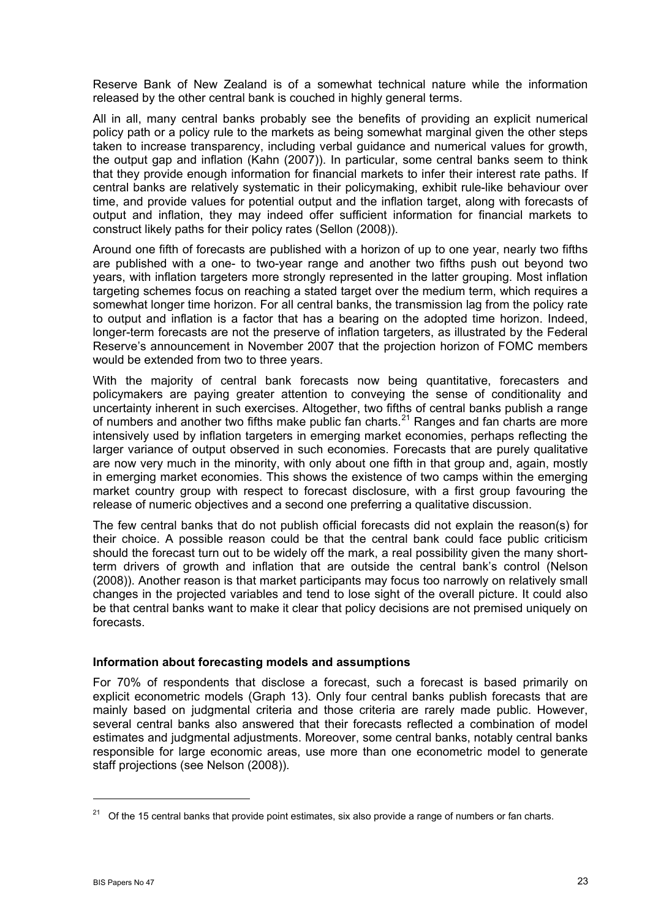Reserve Bank of New Zealand is of a somewhat technical nature while the information released by the other central bank is couched in highly general terms.

All in all, many central banks probably see the benefits of providing an explicit numerical policy path or a policy rule to the markets as being somewhat marginal given the other steps taken to increase transparency, including verbal guidance and numerical values for growth, the output gap and inflation (Kahn (2007)). In particular, some central banks seem to think that they provide enough information for financial markets to infer their interest rate paths. If central banks are relatively systematic in their policymaking, exhibit rule-like behaviour over time, and provide values for potential output and the inflation target, along with forecasts of output and inflation, they may indeed offer sufficient information for financial markets to construct likely paths for their policy rates (Sellon (2008)).

Around one fifth of forecasts are published with a horizon of up to one year, nearly two fifths are published with a one- to two-year range and another two fifths push out beyond two years, with inflation targeters more strongly represented in the latter grouping. Most inflation targeting schemes focus on reaching a stated target over the medium term, which requires a somewhat longer time horizon. For all central banks, the transmission lag from the policy rate to output and inflation is a factor that has a bearing on the adopted time horizon. Indeed, longer-term forecasts are not the preserve of inflation targeters, as illustrated by the Federal Reserve's announcement in November 2007 that the projection horizon of FOMC members would be extended from two to three years.

With the majority of central bank forecasts now being quantitative, forecasters and policymakers are paying greater attention to conveying the sense of conditionality and uncertainty inherent in such exercises. Altogether, two fifths of central banks publish a range of numbers and another two fifths make public fan charts.[21] Ranges and fan charts are more intensively used by inflation targeters in emerging market economies, perhaps reflecting the larger variance of output observed in such economies. Forecasts that are purely qualitative are now very much in the minority, with only about one fifth in that group and, again, mostly in emerging market economies. This shows the existence of two camps within the emerging market country group with respect to forecast disclosure, with a first group favouring the release of numeric objectives and a second one preferring a qualitative discussion.

The few central banks that do not publish official forecasts did not explain the reason(s) for their choice. A possible reason could be that the central bank could face public criticism should the forecast turn out to be widely off the mark, a real possibility given the many short-term drivers of growth and inflation that are outside the central bank's control (Nelson (2008)). Another reason is that market participants may focus too narrowly on relatively small changes in the projected variables and tend to lose sight of the overall picture. It could also be that central banks want to make it clear that policy decisions are not premised uniquely on forecasts.

### Information about forecasting models and assumptions

For 70% of respondents that disclose a forecast, such a forecast is based primarily on explicit econometric models (Graph 13). Only four central banks publish forecasts that are mainly based on judgmental criteria and those criteria are rarely made public. However, several central banks also answered that their forecasts reflected a combination of model estimates and judgmental adjustments. Moreover, some central banks, notably central banks responsible for large economic areas, use more than one econometric model to generate staff projections (see Nelson (2008)).

---

[21] Of the 15 central banks that provide point estimates, six also provide a range of numbers or fan charts.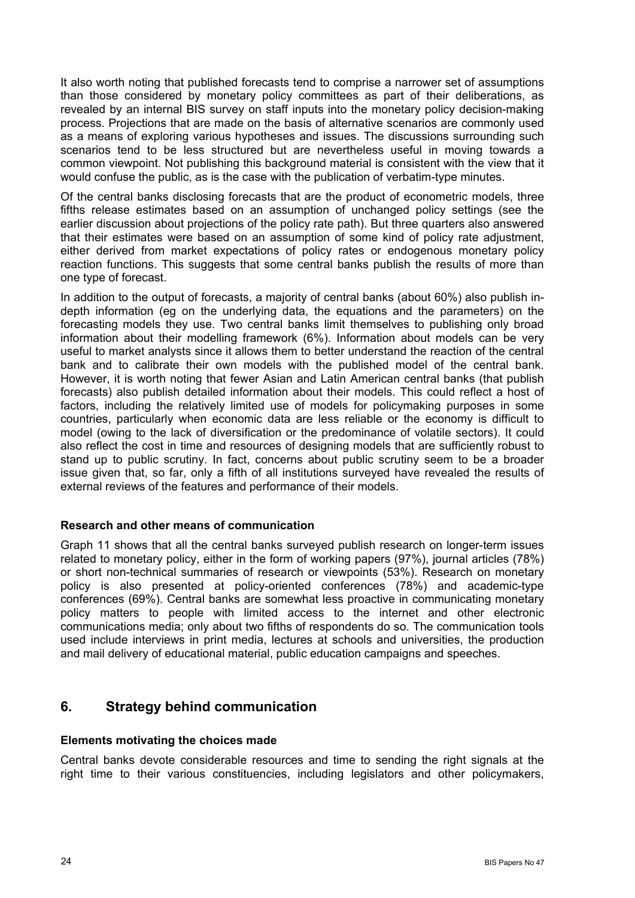It also worth noting that published forecasts tend to comprise a narrower set of assumptions than those considered by monetary policy committees as part of their deliberations, as revealed by an internal BIS survey on staff inputs into the monetary policy decision-making process. Projections that are made on the basis of alternative scenarios are commonly used as a means of exploring various hypotheses and issues. The discussions surrounding such scenarios tend to be less structured but are nevertheless useful in moving towards a common viewpoint. Not publishing this background material is consistent with the view that it would confuse the public, as is the case with the publication of verbatim-type minutes.

Of the central banks disclosing forecasts that are the product of econometric models, three fifths release estimates based on an assumption of unchanged policy settings (see the earlier discussion about projections of the policy rate path). But three quarters also answered that their estimates were based on an assumption of some kind of policy rate adjustment, either derived from market expectations of policy rates or endogenous monetary policy reaction functions. This suggests that some central banks publish the results of more than one type of forecast.

In addition to the output of forecasts, a majority of central banks (about 60%) also publish in-depth information (eg on the underlying data, the equations and the parameters) on the forecasting models they use. Two central banks limit themselves to publishing only broad information about their modelling framework (6%). Information about models can be very useful to market analysts since it allows them to better understand the reaction of the central bank and to calibrate their own models with the published model of the central bank. However, it is worth noting that fewer Asian and Latin American central banks (that publish forecasts) also publish detailed information about their models. This could reflect a host of factors, including the relatively limited use of models for policymaking purposes in some countries, particularly when economic data are less reliable or the economy is difficult to model (owing to the lack of diversification or the predominance of volatile sectors). It could also reflect the cost in time and resources of designing models that are sufficiently robust to stand up to public scrutiny. In fact, concerns about public scrutiny seem to be a broader issue given that, so far, only a fifth of all institutions surveyed have revealed the results of external reviews of the features and performance of their models.

### Research and other means of communication

Graph 11 shows that all the central banks surveyed publish research on longer-term issues related to monetary policy, either in the form of working papers (97%), journal articles (78%) or short non-technical summaries of research or viewpoints (53%). Research on monetary policy is also presented at policy-oriented conferences (78%) and academic-type conferences (69%). Central banks are somewhat less proactive in communicating monetary policy matters to people with limited access to the internet and other electronic communications media; only about two fifths of respondents do so. The communication tools used include interviews in print media, lectures at schools and universities, the production and mail delivery of educational material, public education campaigns and speeches.

## 6. Strategy behind communication

### Elements motivating the choices made

Central banks devote considerable resources and time to sending the right signals at the right time to their various constituencies, including legislators and other policymakers,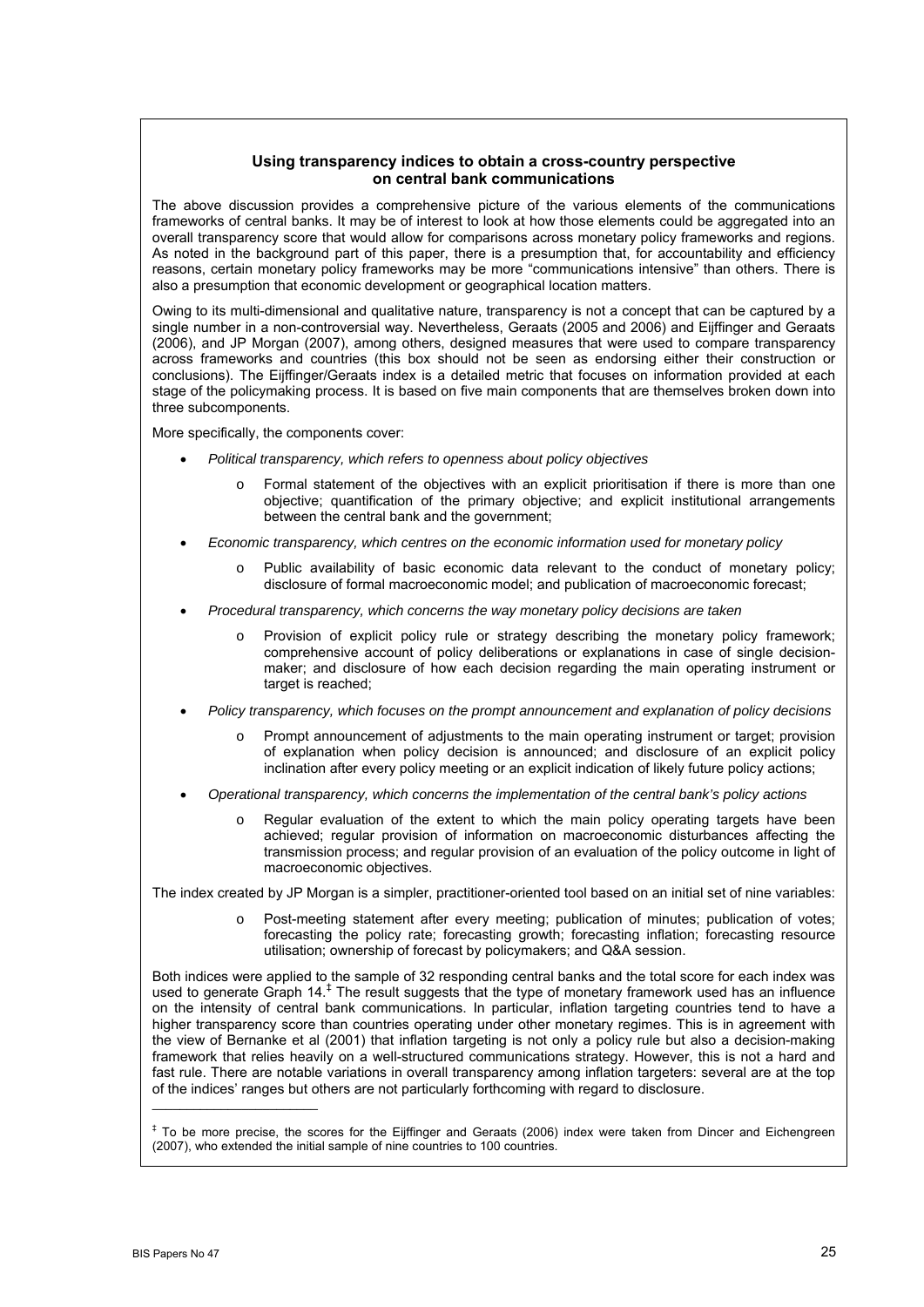### Using transparency indices to obtain a cross-country perspective on central bank communications

The above discussion provides a comprehensive picture of the various elements of the communications frameworks of central banks. It may be of interest to look at how those elements could be aggregated into an overall transparency score that would allow for comparisons across monetary policy frameworks and regions. As noted in the background part of this paper, there is a presumption that, for accountability and efficiency reasons, certain monetary policy frameworks may be more "communications intensive" than others. There is also a presumption that economic development or geographical location matters.

Owing to its multi-dimensional and qualitative nature, transparency is not a concept that can be captured by a single number in a non-controversial way. Nevertheless, Geraats (2005 and 2006) and Eijffinger and Geraats (2006), and JP Morgan (2007), among others, designed measures that were used to compare transparency across frameworks and countries (this box should not be seen as endorsing either their construction or conclusions). The Eijffinger/Geraats index is a detailed metric that focuses on information provided at each stage of the policymaking process. It is based on five main components that are themselves broken down into three subcomponents.

More specifically, the components cover:

- *Political transparency, which refers to openness about policy objectives*
  - Formal statement of the objectives with an explicit prioritisation if there is more than one objective; quantification of the primary objective; and explicit institutional arrangements between the central bank and the government;
- *Economic transparency, which centres on the economic information used for monetary policy*
  - Public availability of basic economic data relevant to the conduct of monetary policy; disclosure of formal macroeconomic model; and publication of macroeconomic forecast;
- *Procedural transparency, which concerns the way monetary policy decisions are taken*
  - Provision of explicit policy rule or strategy describing the monetary policy framework; comprehensive account of policy deliberations or explanations in case of single decision-maker; and disclosure of how each decision regarding the main operating instrument or target is reached;
- *Policy transparency, which focuses on the prompt announcement and explanation of policy decisions*
  - Prompt announcement of adjustments to the main operating instrument or target; provision of explanation when policy decision is announced; and disclosure of an explicit policy inclination after every policy meeting or an explicit indication of likely future policy actions;
- *Operational transparency, which concerns the implementation of the central bank's policy actions*
  - Regular evaluation of the extent to which the main policy operating targets have been achieved; regular provision of information on macroeconomic disturbances affecting the transmission process; and regular provision of an evaluation of the policy outcome in light of macroeconomic objectives.

The index created by JP Morgan is a simpler, practitioner-oriented tool based on an initial set of nine variables:

- Post-meeting statement after every meeting; publication of minutes; publication of votes; forecasting the policy rate; forecasting growth; forecasting inflation; forecasting resource utilisation; ownership of forecast by policymakers; and Q&A session.

Both indices were applied to the sample of 32 responding central banks and the total score for each index was used to generate Graph 14.[‡] The result suggests that the type of monetary framework used has an influence on the intensity of central bank communications. In particular, inflation targeting countries tend to have a higher transparency score than countries operating under other monetary regimes. This is in agreement with the view of Bernanke et al (2001) that inflation targeting is not only a policy rule but also a decision-making framework that relies heavily on a well-structured communications strategy. However, this is not a hard and fast rule. There are notable variations in overall transparency among inflation targeters: several are at the top of the indices' ranges but others are not particularly forthcoming with regard to disclosure.

[‡] To be more precise, the scores for the Eijffinger and Geraats (2006) index were taken from Dincer and Eichengreen (2007), who extended the initial sample of nine countries to 100 countries.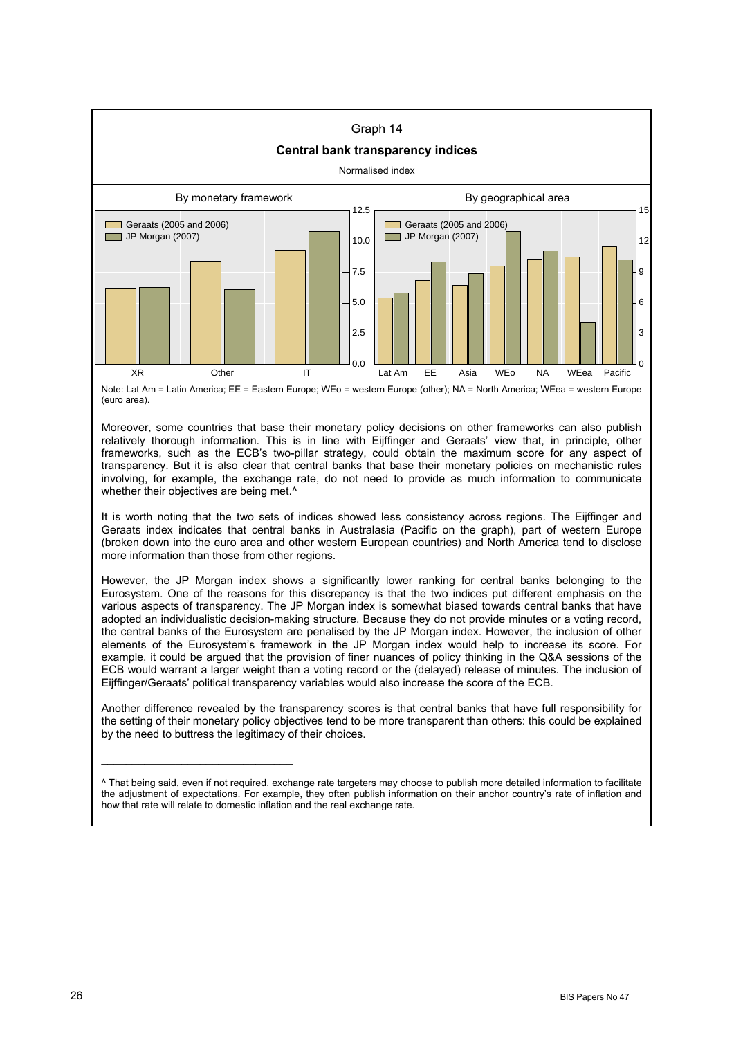Graph 14

**Central bank transparency indices**

Normalised index

By monetary framework | By geographical area

Note: Lat Am = Latin America; EE = Eastern Europe; WEo = western Europe (other); NA = North America; WEea = western Europe (euro area).

Moreover, some countries that base their monetary policy decisions on other frameworks can also publish relatively thorough information. This is in line with Eijffinger and Geraats' view that, in principle, other frameworks, such as the ECB's two-pillar strategy, could obtain the maximum score for any aspect of transparency. But it is also clear that central banks that base their monetary policies on mechanistic rules involving, for example, the exchange rate, do not need to provide as much information to communicate whether their objectives are being met.^

It is worth noting that the two sets of indices showed less consistency across regions. The Eijffinger and Geraats index indicates that central banks in Australasia (Pacific on the graph), part of western Europe (broken down into the euro area and other western European countries) and North America tend to disclose more information than those from other regions.

However, the JP Morgan index shows a significantly lower ranking for central banks belonging to the Eurosystem. One of the reasons for this discrepancy is that the two indices put different emphasis on the various aspects of transparency. The JP Morgan index is somewhat biased towards central banks that have adopted an individualistic decision-making structure. Because they do not provide minutes or a voting record, the central banks of the Eurosystem are penalised by the JP Morgan index. However, the inclusion of other elements of the Eurosystem's framework in the JP Morgan index would help to increase its score. For example, it could be argued that the provision of finer nuances of policy thinking in the Q&A sessions of the ECB would warrant a larger weight than a voting record or the (delayed) release of minutes. The inclusion of Eijffinger/Geraats' political transparency variables would also increase the score of the ECB.

Another difference revealed by the transparency scores is that central banks that have full responsibility for the setting of their monetary policy objectives tend to be more transparent than others: this could be explained by the need to buttress the legitimacy of their choices.

---

^ That being said, even if not required, exchange rate targeters may choose to publish more detailed information to facilitate the adjustment of expectations. For example, they often publish information on their anchor country's rate of inflation and how that rate will relate to domestic inflation and the real exchange rate.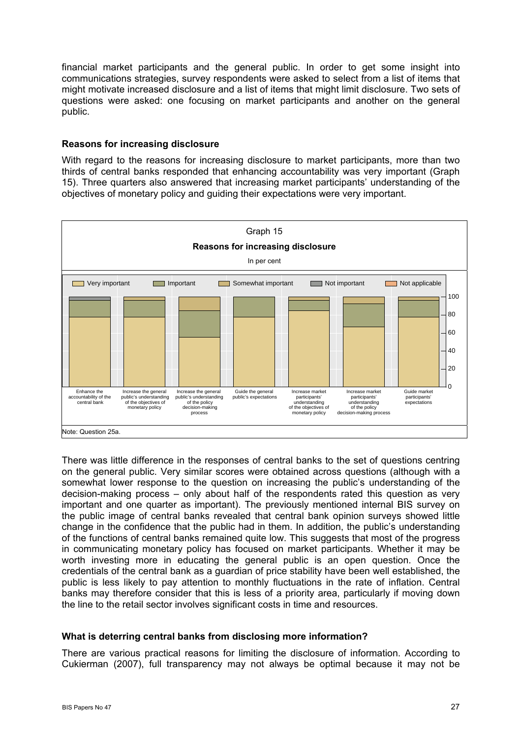financial market participants and the general public. In order to get some insight into communications strategies, survey respondents were asked to select from a list of items that might motivate increased disclosure and a list of items that might limit disclosure. Two sets of questions were asked: one focusing on market participants and another on the general public.

### Reasons for increasing disclosure

With regard to the reasons for increasing disclosure to market participants, more than two thirds of central banks responded that enhancing accountability was very important (Graph 15). Three quarters also answered that increasing market participants' understanding of the objectives of monetary policy and guiding their expectations were very important.

Graph 15

**Reasons for increasing disclosure**

In per cent

Legend: Very important; Important; Somewhat important; Not important; Not applicable

Categories: Enhance the accountability of the central bank; Increase the general public's understanding of the objectives of monetary policy; Increase the general public's understanding of the policy decision-making process; Guide the general public's expectations; Increase market participants' understanding of the objectives of monetary policy; Increase market participants' understanding of the policy decision-making process; Guide market participants' expectations

Note: Question 25a.

There was little difference in the responses of central banks to the set of questions centring on the general public. Very similar scores were obtained across questions (although with a somewhat lower response to the question on increasing the public's understanding of the decision-making process – only about half of the respondents rated this question as very important and one quarter as important). The previously mentioned internal BIS survey on the public image of central banks revealed that central bank opinion surveys showed little change in the confidence that the public had in them. In addition, the public's understanding of the functions of central banks remained quite low. This suggests that most of the progress in communicating monetary policy has focused on market participants. Whether it may be worth investing more in educating the general public is an open question. Once the credentials of the central bank as a guardian of price stability have been well established, the public is less likely to pay attention to monthly fluctuations in the rate of inflation. Central banks may therefore consider that this is less of a priority area, particularly if moving down the line to the retail sector involves significant costs in time and resources.

### What is deterring central banks from disclosing more information?

There are various practical reasons for limiting the disclosure of information. According to Cukierman (2007), full transparency may not always be optimal because it may not be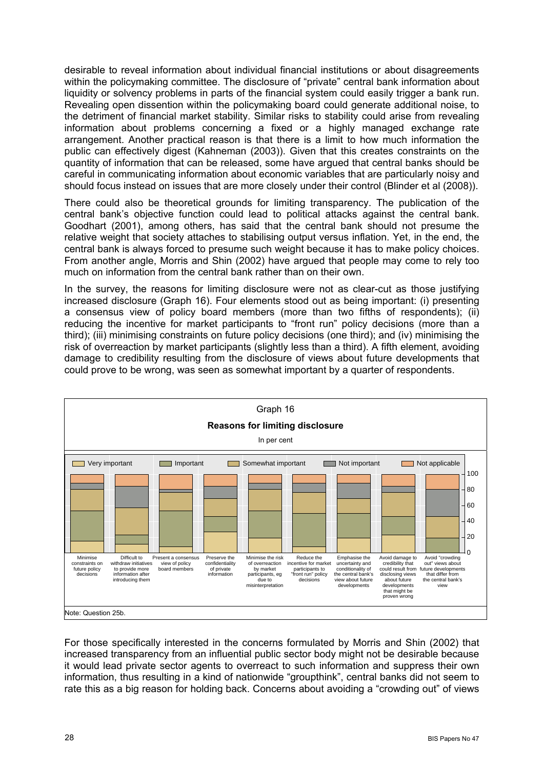desirable to reveal information about individual financial institutions or about disagreements within the policymaking committee. The disclosure of "private" central bank information about liquidity or solvency problems in parts of the financial system could easily trigger a bank run. Revealing open dissention within the policymaking board could generate additional noise, to the detriment of financial market stability. Similar risks to stability could arise from revealing information about problems concerning a fixed or a highly managed exchange rate arrangement. Another practical reason is that there is a limit to how much information the public can effectively digest (Kahneman (2003)). Given that this creates constraints on the quantity of information that can be released, some have argued that central banks should be careful in communicating information about economic variables that are particularly noisy and should focus instead on issues that are more closely under their control (Blinder et al (2008)).

There could also be theoretical grounds for limiting transparency. The publication of the central bank's objective function could lead to political attacks against the central bank. Goodhart (2001), among others, has said that the central bank should not presume the relative weight that society attaches to stabilising output versus inflation. Yet, in the end, the central bank is always forced to presume such weight because it has to make policy choices. From another angle, Morris and Shin (2002) have argued that people may come to rely too much on information from the central bank rather than on their own.

In the survey, the reasons for limiting disclosure were not as clear-cut as those justifying increased disclosure (Graph 16). Four elements stood out as being important: (i) presenting a consensus view of policy board members (more than two fifths of respondents); (ii) reducing the incentive for market participants to "front run" policy decisions (more than a third); (iii) minimising constraints on future policy decisions (one third); and (iv) minimising the risk of overreaction by market participants (slightly less than a third). A fifth element, avoiding damage to credibility resulting from the disclosure of views about future developments that could prove to be wrong, was seen as somewhat important by a quarter of respondents.

Graph 16

**Reasons for limiting disclosure**

In per cent

Legend: Very important; Important; Somewhat important; Not important; Not applicable

Categories: Minimise constraints on future policy decisions; Difficult to withdraw initiatives to provide more information after introducing them; Present a consensus view of policy board members; Preserve the confidentiality of private information; Minimise the risk of overreaction by market participants, eg due to misinterpretation; Reduce the incentive for market participants to "front run" policy decisions; Emphasise the uncertainty and conditionality of the central bank's view about future developments; Avoid damage to credibility that could result from disclosing views about future developments that might be proven wrong; Avoid "crowding out" views about future developments that differ from the central bank's view

Note: Question 25b.

For those specifically interested in the concerns formulated by Morris and Shin (2002) that increased transparency from an influential public sector body might not be desirable because it would lead private sector agents to overreact to such information and suppress their own information, thus resulting in a kind of nationwide "groupthink", central banks did not seem to rate this as a big reason for holding back. Concerns about avoiding a "crowding out" of views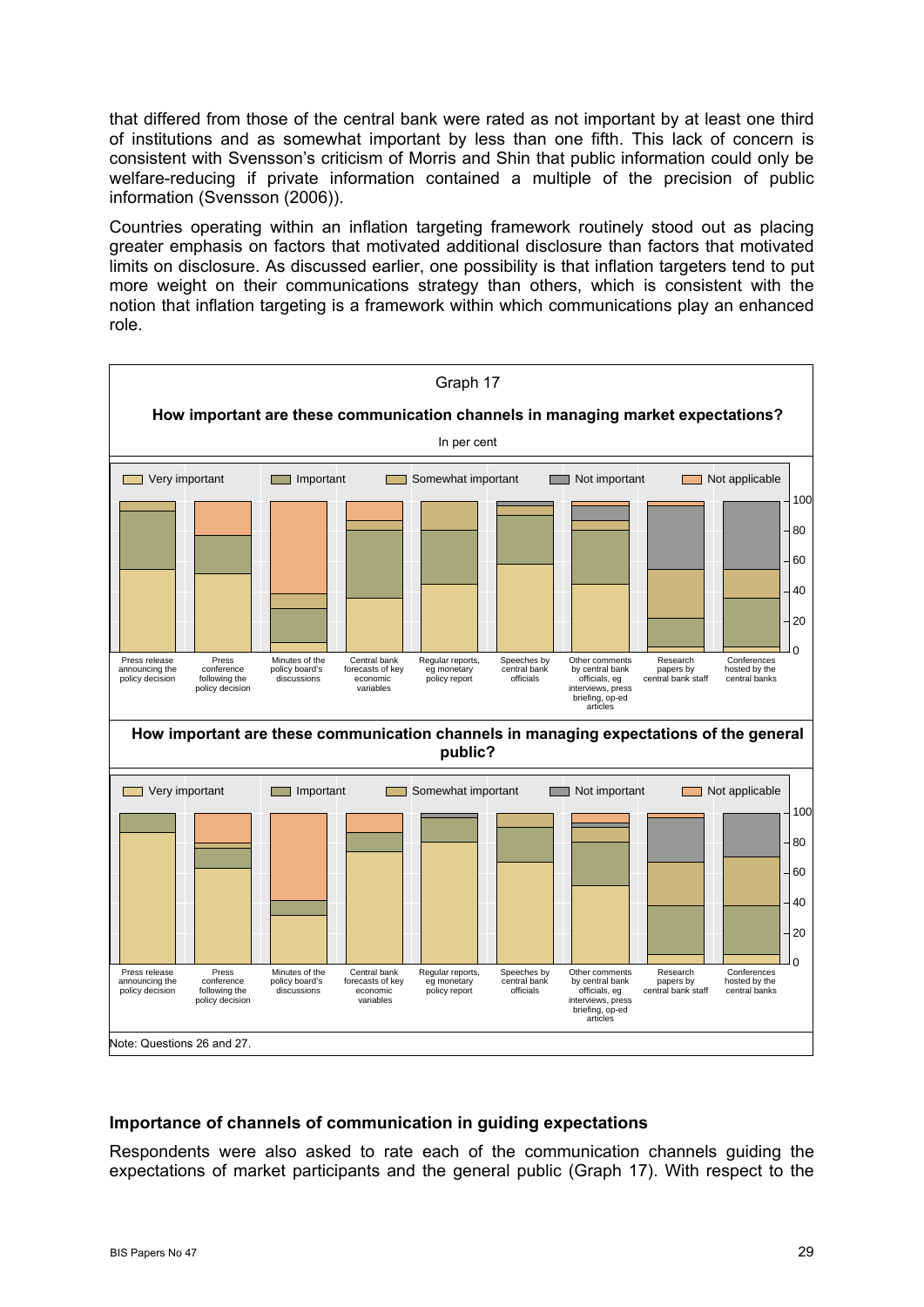that differed from those of the central bank were rated as not important by at least one third of institutions and as somewhat important by less than one fifth. This lack of concern is consistent with Svensson's criticism of Morris and Shin that public information could only be welfare-reducing if private information contained a multiple of the precision of public information (Svensson (2006)).

Countries operating within an inflation targeting framework routinely stood out as placing greater emphasis on factors that motivated additional disclosure than factors that motivated limits on disclosure. As discussed earlier, one possibility is that inflation targeters tend to put more weight on their communications strategy than others, which is consistent with the notion that inflation targeting is a framework within which communications play an enhanced role.

Graph 17

**How important are these communication channels in managing market expectations?**

In per cent

Legend: Very important; Important; Somewhat important; Not important; Not applicable

Categories: Press release announcing the policy decision; Press conference following the policy decision; Minutes of the policy board's discussions; Central bank forecasts of key economic variables; Regular reports, eg monetary policy report; Speeches by central bank officials; Other comments by central bank officials, eg interviews, press briefing, op-ed articles; Research papers by central bank staff; Conferences hosted by the central banks

**How important are these communication channels in managing expectations of the general public?**

Legend: Very important; Important; Somewhat important; Not important; Not applicable

Categories: Press release announcing the policy decision; Press conference following the policy decision; Minutes of the policy board's discussions; Central bank forecasts of key economic variables; Regular reports, eg monetary policy report; Speeches by central bank officials; Other comments by central bank officials, eg interviews, press briefing, op-ed articles; Research papers by central bank staff; Conferences hosted by the central banks

Note: Questions 26 and 27.

### Importance of channels of communication in guiding expectations

Respondents were also asked to rate each of the communication channels guiding the expectations of market participants and the general public (Graph 17). With respect to the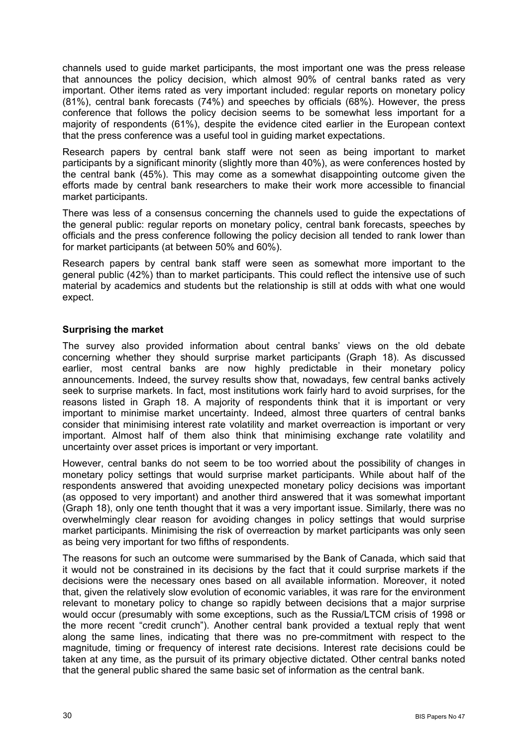channels used to guide market participants, the most important one was the press release that announces the policy decision, which almost 90% of central banks rated as very important. Other items rated as very important included: regular reports on monetary policy (81%), central bank forecasts (74%) and speeches by officials (68%). However, the press conference that follows the policy decision seems to be somewhat less important for a majority of respondents (61%), despite the evidence cited earlier in the European context that the press conference was a useful tool in guiding market expectations.

Research papers by central bank staff were not seen as being important to market participants by a significant minority (slightly more than 40%), as were conferences hosted by the central bank (45%). This may come as a somewhat disappointing outcome given the efforts made by central bank researchers to make their work more accessible to financial market participants.

There was less of a consensus concerning the channels used to guide the expectations of the general public: regular reports on monetary policy, central bank forecasts, speeches by officials and the press conference following the policy decision all tended to rank lower than for market participants (at between 50% and 60%).

Research papers by central bank staff were seen as somewhat more important to the general public (42%) than to market participants. This could reflect the intensive use of such material by academics and students but the relationship is still at odds with what one would expect.

### Surprising the market

The survey also provided information about central banks' views on the old debate concerning whether they should surprise market participants (Graph 18). As discussed earlier, most central banks are now highly predictable in their monetary policy announcements. Indeed, the survey results show that, nowadays, few central banks actively seek to surprise markets. In fact, most institutions work fairly hard to avoid surprises, for the reasons listed in Graph 18. A majority of respondents think that it is important or very important to minimise market uncertainty. Indeed, almost three quarters of central banks consider that minimising interest rate volatility and market overreaction is important or very important. Almost half of them also think that minimising exchange rate volatility and uncertainty over asset prices is important or very important.

However, central banks do not seem to be too worried about the possibility of changes in monetary policy settings that would surprise market participants. While about half of the respondents answered that avoiding unexpected monetary policy decisions was important (as opposed to very important) and another third answered that it was somewhat important (Graph 18), only one tenth thought that it was a very important issue. Similarly, there was no overwhelmingly clear reason for avoiding changes in policy settings that would surprise market participants. Minimising the risk of overreaction by market participants was only seen as being very important for two fifths of respondents.

The reasons for such an outcome were summarised by the Bank of Canada, which said that it would not be constrained in its decisions by the fact that it could surprise markets if the decisions were the necessary ones based on all available information. Moreover, it noted that, given the relatively slow evolution of economic variables, it was rare for the environment relevant to monetary policy to change so rapidly between decisions that a major surprise would occur (presumably with some exceptions, such as the Russia/LTCM crisis of 1998 or the more recent "credit crunch"). Another central bank provided a textual reply that went along the same lines, indicating that there was no pre-commitment with respect to the magnitude, timing or frequency of interest rate decisions. Interest rate decisions could be taken at any time, as the pursuit of its primary objective dictated. Other central banks noted that the general public shared the same basic set of information as the central bank.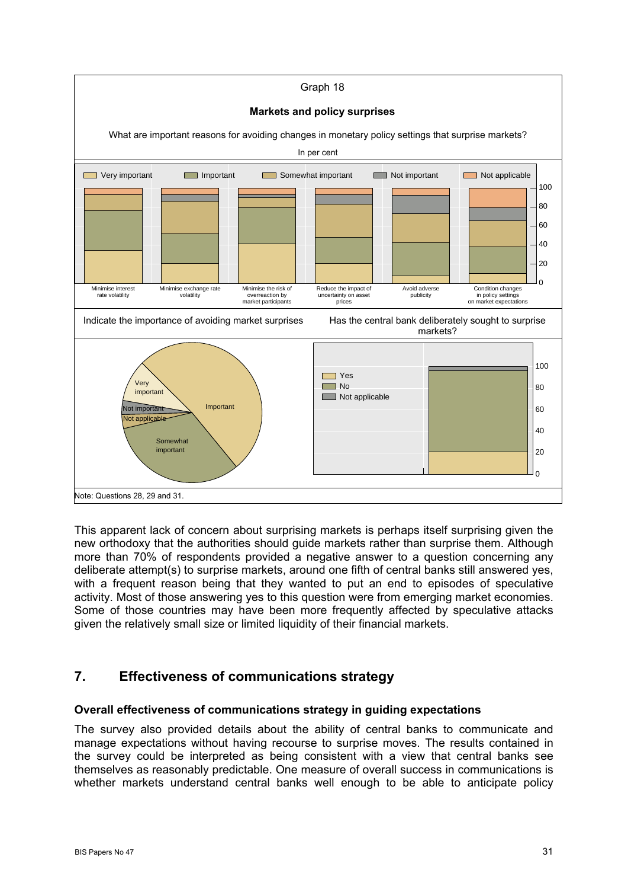Graph 18

**Markets and policy surprises**

What are important reasons for avoiding changes in monetary policy settings that surprise markets?

In per cent

Very important | Important | Somewhat important | Not important | Not applicable

Minimise interest rate volatility; Minimise exchange rate volatility; Minimise the risk of overreaction by market participants; Reduce the impact of uncertainty on asset prices; Avoid adverse publicity; Condition changes in policy settings on market expectations

Indicate the importance of avoiding market surprises

Very important; Important; Not important; Not applicable; Somewhat important

Has the central bank deliberately sought to surprise markets?

Yes; No; Not applicable

Note: Questions 28, 29 and 31.

This apparent lack of concern about surprising markets is perhaps itself surprising given the new orthodoxy that the authorities should guide markets rather than surprise them. Although more than 70% of respondents provided a negative answer to a question concerning any deliberate attempt(s) to surprise markets, around one fifth of central banks still answered yes, with a frequent reason being that they wanted to put an end to episodes of speculative activity. Most of those answering yes to this question were from emerging market economies. Some of those countries may have been more frequently affected by speculative attacks given the relatively small size or limited liquidity of their financial markets.

## 7. Effectiveness of communications strategy

### Overall effectiveness of communications strategy in guiding expectations

The survey also provided details about the ability of central banks to communicate and manage expectations without having recourse to surprise moves. The results contained in the survey could be interpreted as being consistent with a view that central banks see themselves as reasonably predictable. One measure of overall success in communications is whether markets understand central banks well enough to be able to anticipate policy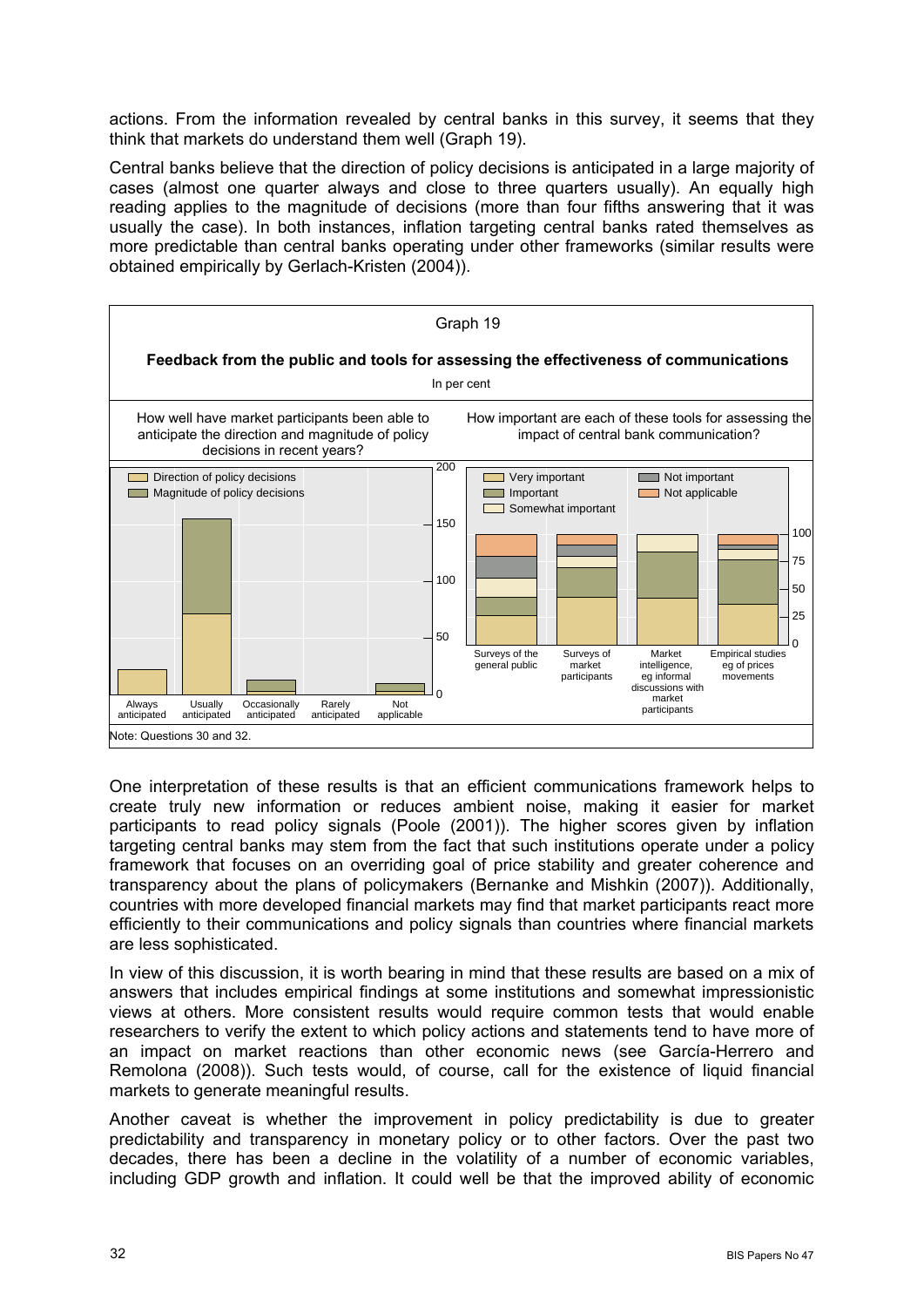actions. From the information revealed by central banks in this survey, it seems that they think that markets do understand them well (Graph 19).

Central banks believe that the direction of policy decisions is anticipated in a large majority of cases (almost one quarter always and close to three quarters usually). An equally high reading applies to the magnitude of decisions (more than four fifths answering that it was usually the case). In both instances, inflation targeting central banks rated themselves as more predictable than central banks operating under other frameworks (similar results were obtained empirically by Gerlach-Kristen (2004)).

Graph 19

**Feedback from the public and tools for assessing the effectiveness of communications**

In per cent

How well have market participants been able to anticipate the direction and magnitude of policy decisions in recent years?

How important are each of these tools for assessing the impact of central bank communication?

Note: Questions 30 and 32.

One interpretation of these results is that an efficient communications framework helps to create truly new information or reduces ambient noise, making it easier for market participants to read policy signals (Poole (2001)). The higher scores given by inflation targeting central banks may stem from the fact that such institutions operate under a policy framework that focuses on an overriding goal of price stability and greater coherence and transparency about the plans of policymakers (Bernanke and Mishkin (2007)). Additionally, countries with more developed financial markets may find that market participants react more efficiently to their communications and policy signals than countries where financial markets are less sophisticated.

In view of this discussion, it is worth bearing in mind that these results are based on a mix of answers that includes empirical findings at some institutions and somewhat impressionistic views at others. More consistent results would require common tests that would enable researchers to verify the extent to which policy actions and statements tend to have more of an impact on market reactions than other economic news (see García-Herrero and Remolona (2008)). Such tests would, of course, call for the existence of liquid financial markets to generate meaningful results.

Another caveat is whether the improvement in policy predictability is due to greater predictability and transparency in monetary policy or to other factors. Over the past two decades, there has been a decline in the volatility of a number of economic variables, including GDP growth and inflation. It could well be that the improved ability of economic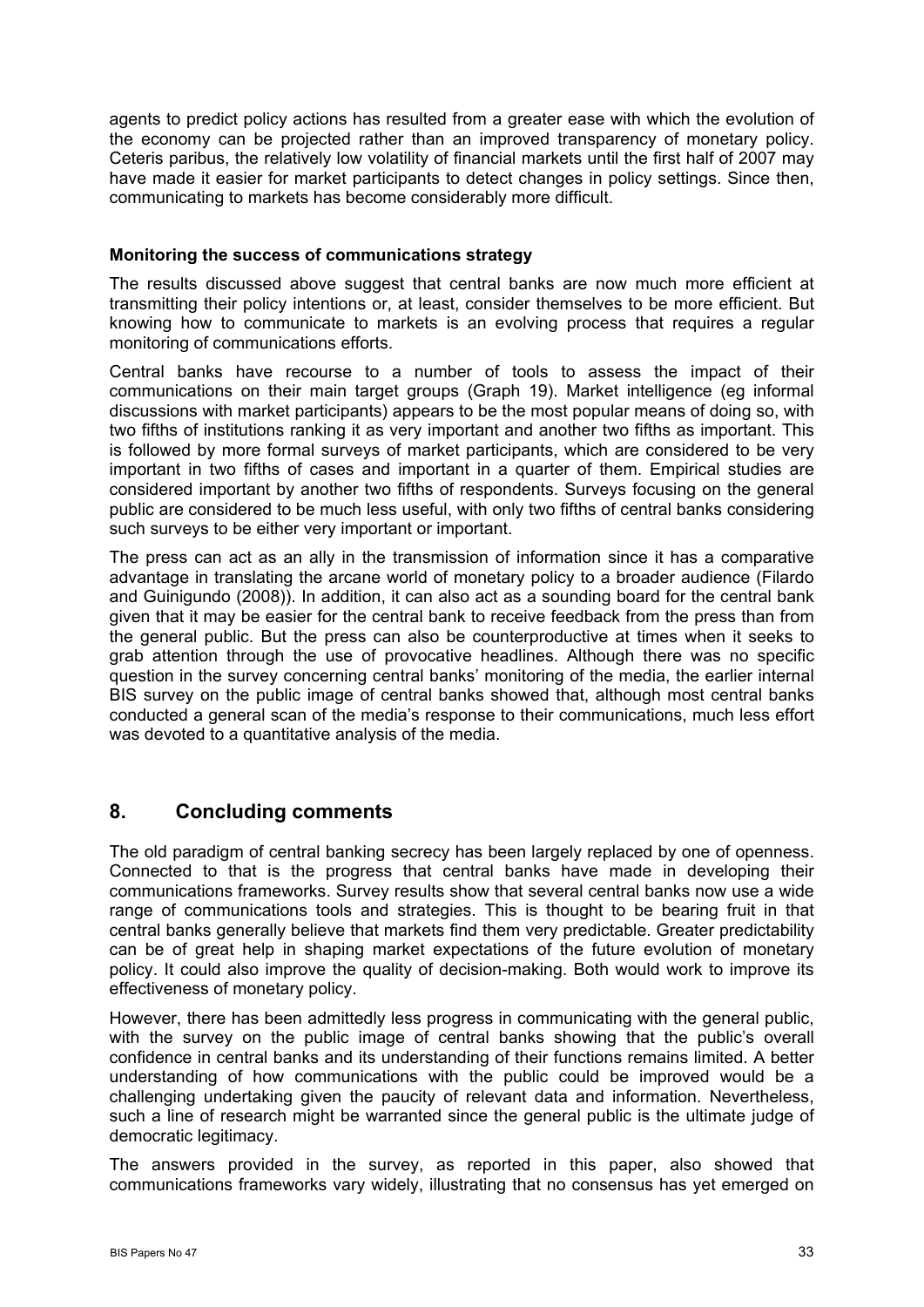agents to predict policy actions has resulted from a greater ease with which the evolution of the economy can be projected rather than an improved transparency of monetary policy. Ceteris paribus, the relatively low volatility of financial markets until the first half of 2007 may have made it easier for market participants to detect changes in policy settings. Since then, communicating to markets has become considerably more difficult.

**Monitoring the success of communications strategy**

The results discussed above suggest that central banks are now much more efficient at transmitting their policy intentions or, at least, consider themselves to be more efficient. But knowing how to communicate to markets is an evolving process that requires a regular monitoring of communications efforts.

Central banks have recourse to a number of tools to assess the impact of their communications on their main target groups (Graph 19). Market intelligence (eg informal discussions with market participants) appears to be the most popular means of doing so, with two fifths of institutions ranking it as very important and another two fifths as important. This is followed by more formal surveys of market participants, which are considered to be very important in two fifths of cases and important in a quarter of them. Empirical studies are considered important by another two fifths of respondents. Surveys focusing on the general public are considered to be much less useful, with only two fifths of central banks considering such surveys to be either very important or important.

The press can act as an ally in the transmission of information since it has a comparative advantage in translating the arcane world of monetary policy to a broader audience (Filardo and Guinigundo (2008)). In addition, it can also act as a sounding board for the central bank given that it may be easier for the central bank to receive feedback from the press than from the general public. But the press can also be counterproductive at times when it seeks to grab attention through the use of provocative headlines. Although there was no specific question in the survey concerning central banks' monitoring of the media, the earlier internal BIS survey on the public image of central banks showed that, although most central banks conducted a general scan of the media's response to their communications, much less effort was devoted to a quantitative analysis of the media.

## 8. Concluding comments

The old paradigm of central banking secrecy has been largely replaced by one of openness. Connected to that is the progress that central banks have made in developing their communications frameworks. Survey results show that several central banks now use a wide range of communications tools and strategies. This is thought to be bearing fruit in that central banks generally believe that markets find them very predictable. Greater predictability can be of great help in shaping market expectations of the future evolution of monetary policy. It could also improve the quality of decision-making. Both would work to improve its effectiveness of monetary policy.

However, there has been admittedly less progress in communicating with the general public, with the survey on the public image of central banks showing that the public's overall confidence in central banks and its understanding of their functions remains limited. A better understanding of how communications with the public could be improved would be a challenging undertaking given the paucity of relevant data and information. Nevertheless, such a line of research might be warranted since the general public is the ultimate judge of democratic legitimacy.

The answers provided in the survey, as reported in this paper, also showed that communications frameworks vary widely, illustrating that no consensus has yet emerged on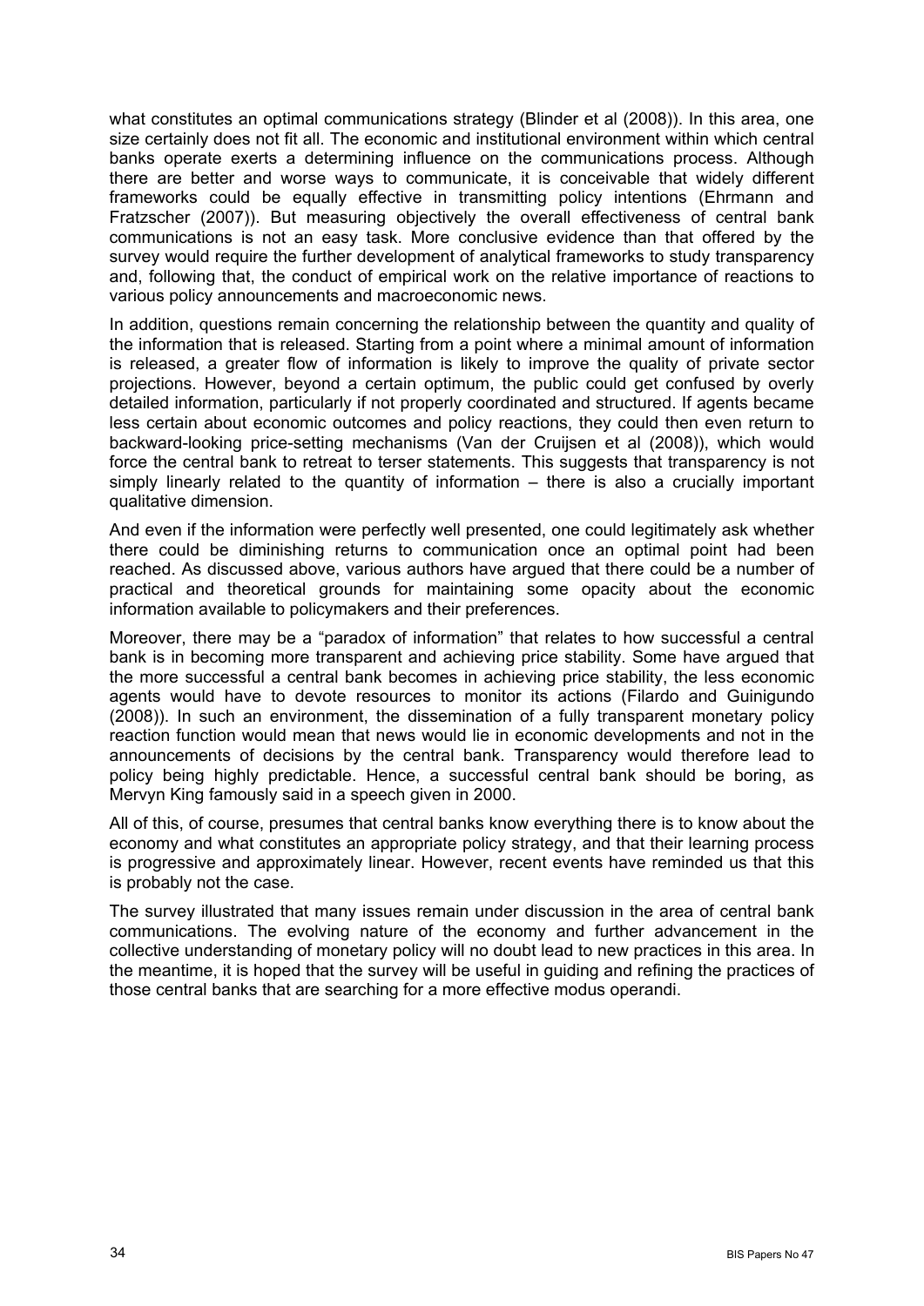what constitutes an optimal communications strategy (Blinder et al (2008)). In this area, one size certainly does not fit all. The economic and institutional environment within which central banks operate exerts a determining influence on the communications process. Although there are better and worse ways to communicate, it is conceivable that widely different frameworks could be equally effective in transmitting policy intentions (Ehrmann and Fratzscher (2007)). But measuring objectively the overall effectiveness of central bank communications is not an easy task. More conclusive evidence than that offered by the survey would require the further development of analytical frameworks to study transparency and, following that, the conduct of empirical work on the relative importance of reactions to various policy announcements and macroeconomic news.

In addition, questions remain concerning the relationship between the quantity and quality of the information that is released. Starting from a point where a minimal amount of information is released, a greater flow of information is likely to improve the quality of private sector projections. However, beyond a certain optimum, the public could get confused by overly detailed information, particularly if not properly coordinated and structured. If agents became less certain about economic outcomes and policy reactions, they could then even return to backward-looking price-setting mechanisms (Van der Cruijsen et al (2008)), which would force the central bank to retreat to terser statements. This suggests that transparency is not simply linearly related to the quantity of information – there is also a crucially important qualitative dimension.

And even if the information were perfectly well presented, one could legitimately ask whether there could be diminishing returns to communication once an optimal point had been reached. As discussed above, various authors have argued that there could be a number of practical and theoretical grounds for maintaining some opacity about the economic information available to policymakers and their preferences.

Moreover, there may be a "paradox of information" that relates to how successful a central bank is in becoming more transparent and achieving price stability. Some have argued that the more successful a central bank becomes in achieving price stability, the less economic agents would have to devote resources to monitor its actions (Filardo and Guinigundo (2008)). In such an environment, the dissemination of a fully transparent monetary policy reaction function would mean that news would lie in economic developments and not in the announcements of decisions by the central bank. Transparency would therefore lead to policy being highly predictable. Hence, a successful central bank should be boring, as Mervyn King famously said in a speech given in 2000.

All of this, of course, presumes that central banks know everything there is to know about the economy and what constitutes an appropriate policy strategy, and that their learning process is progressive and approximately linear. However, recent events have reminded us that this is probably not the case.

The survey illustrated that many issues remain under discussion in the area of central bank communications. The evolving nature of the economy and further advancement in the collective understanding of monetary policy will no doubt lead to new practices in this area. In the meantime, it is hoped that the survey will be useful in guiding and refining the practices of those central banks that are searching for a more effective modus operandi.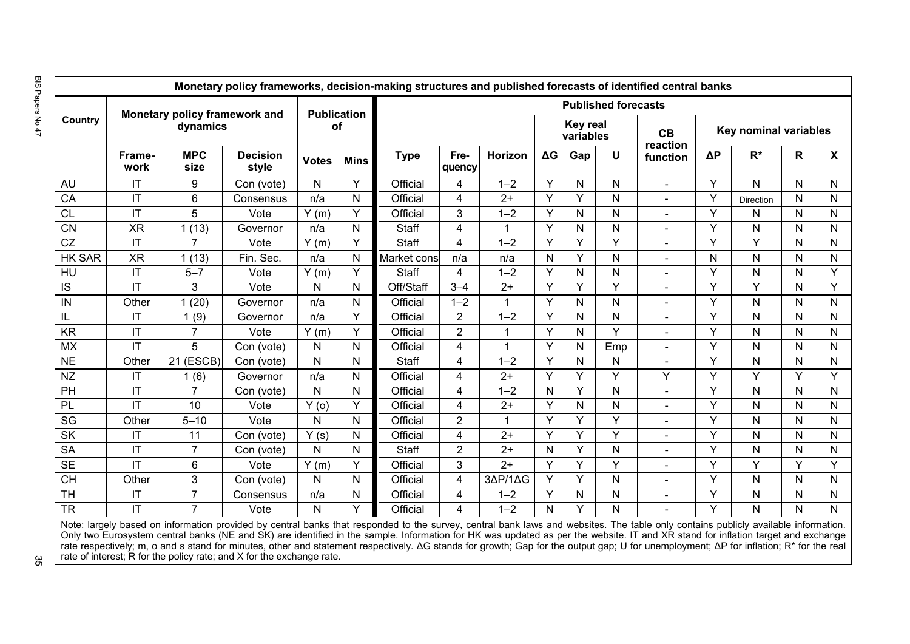**Monetary policy frameworks, decision-making structures and published forecasts of identified central banks**

| Country | Monetary policy framework and dynamics | | | Publication of | | Published forecasts | | | | | | | | | | |
|---|---|---|---|---|---|---|---|---|---|---|---|---|---|---|---|---|
| | | | | | | | | | Key real variables | | | CB reaction function | Key nominal variables | | | |
| | Frame-work | MPC size | Decision style | Votes | Mins | Type | Fre-quency | Horizon | ΔG | Gap | U | | ΔP | R* | R | X |
| AU | IT | 9 | Con (vote) | N | Y | Official | 4 | 1–2 | Y | N | N | - | Y | N | N | N |
| CA | IT | 6 | Consensus | n/a | N | Official | 4 | 2+ | Y | Y | N | - | Y | Direction | N | N |
| CL | IT | 5 | Vote | Y (m) | Y | Official | 3 | 1–2 | Y | N | N | - | Y | N | N | N |
| CN | XR | 1 (13) | Governor | n/a | N | Staff | 4 | 1 | Y | N | N | - | Y | N | N | N |
| CZ | IT | 7 | Vote | Y (m) | Y | Staff | 4 | 1–2 | Y | Y | Y | - | Y | Y | N | N |
| HK SAR | XR | 1 (13) | Fin. Sec. | n/a | N | Market cons | n/a | n/a | N | Y | N | - | N | N | N | N |
| HU | IT | 5–7 | Vote | Y (m) | Y | Staff | 4 | 1–2 | Y | N | N | - | Y | N | N | Y |
| IS | IT | 3 | Vote | N | N | Off/Staff | 3–4 | 2+ | Y | Y | Y | - | Y | Y | N | Y |
| IN | Other | 1 (20) | Governor | n/a | N | Official | 1–2 | 1 | Y | N | N | - | Y | N | N | N |
| IL | IT | 1 (9) | Governor | n/a | Y | Official | 2 | 1–2 | Y | N | N | - | Y | N | N | N |
| KR | IT | 7 | Vote | Y (m) | Y | Official | 2 | 1 | Y | N | Y | - | Y | N | N | N |
| MX | IT | 5 | Con (vote) | N | N | Official | 4 | 1 | Y | N | Emp | - | Y | N | N | N |
| NE | Other | 21 (ESCB) | Con (vote) | N | N | Staff | 4 | 1–2 | Y | N | N | - | Y | N | N | N |
| NZ | IT | 1 (6) | Governor | n/a | N | Official | 4 | 2+ | Y | Y | Y | Y | Y | Y | Y | Y |
| PH | IT | 7 | Con (vote) | N | N | Official | 4 | 1–2 | N | Y | N | - | Y | N | N | N |
| PL | IT | 10 | Vote | Y (o) | Y | Official | 4 | 2+ | Y | N | N | - | Y | N | N | N |
| SG | Other | 5–10 | Vote | N | N | Official | 2 | 1 | Y | Y | Y | - | Y | N | N | N |
| SK | IT | 11 | Con (vote) | Y (s) | N | Official | 4 | 2+ | Y | Y | Y | - | Y | N | N | N |
| SA | IT | 7 | Con (vote) | N | N | Staff | 2 | 2+ | N | Y | N | - | Y | N | N | N |
| SE | IT | 6 | Vote | Y (m) | Y | Official | 3 | 2+ | Y | Y | Y | - | Y | Y | Y | Y |
| CH | Other | 3 | Con (vote) | N | N | Official | 4 | 3ΔP/1ΔG | Y | Y | N | - | Y | N | N | N |
| TH | IT | 7 | Consensus | n/a | N | Official | 4 | 1–2 | Y | N | N | - | Y | N | N | N |
| TR | IT | 7 | Vote | N | Y | Official | 4 | 1–2 | N | Y | N | - | Y | N | N | N |

Note: largely based on information provided by central banks that responded to the survey, central bank laws and websites. The table only contains publicly available information. Only two Eurosystem central banks (NE and SK) are identified in the sample. Information for HK was updated as per the website. IT and XR stand for inflation target and exchange rate respectively; m, o and s stand for minutes, other and statement respectively. ΔG stands for growth; Gap for the output gap; U for unemployment; ΔP for inflation; R* for the real rate of interest; R for the policy rate; and X for the exchange rate.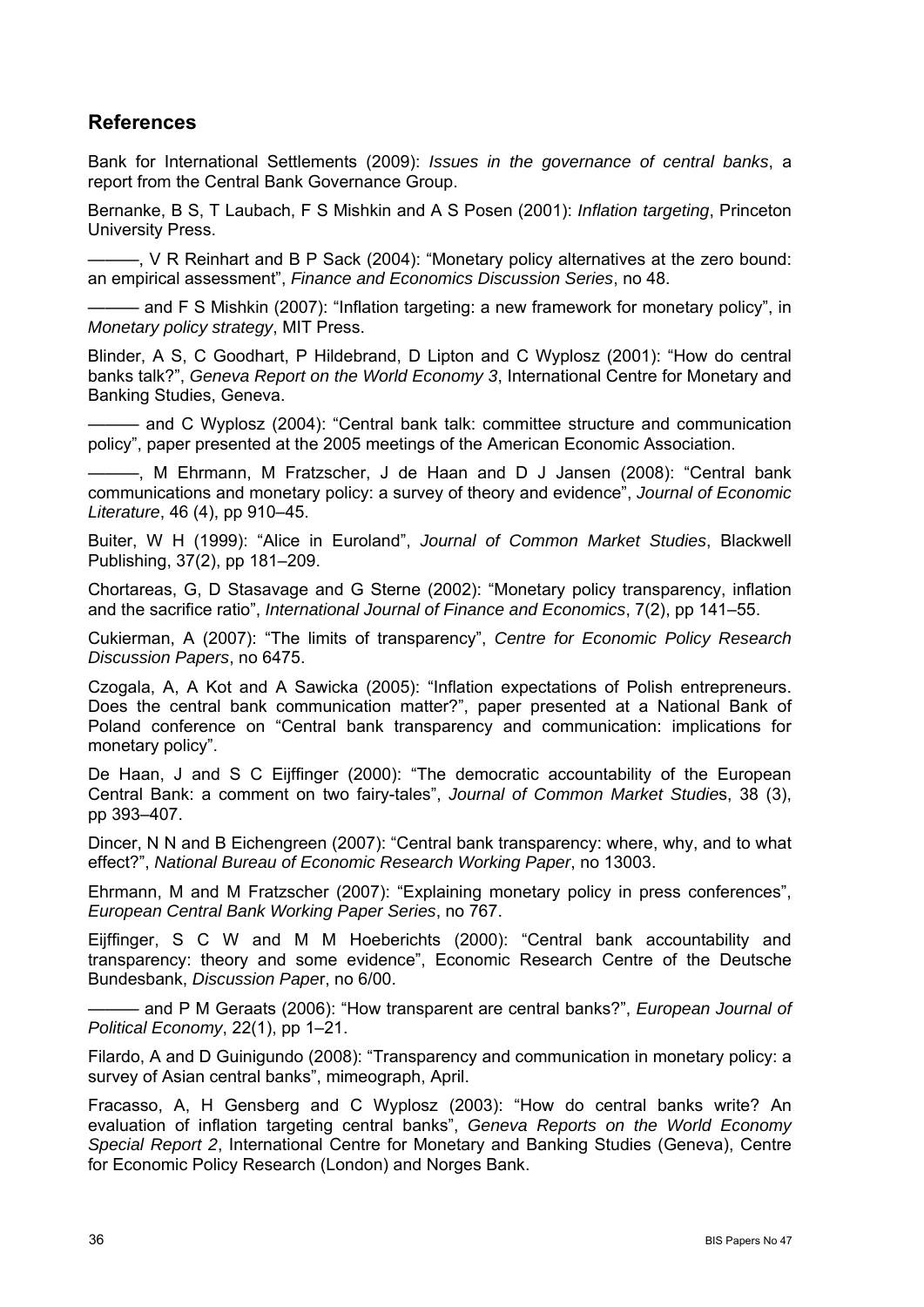## References

Bank for International Settlements (2009): *Issues in the governance of central banks*, a report from the Central Bank Governance Group.

Bernanke, B S, T Laubach, F S Mishkin and A S Posen (2001): *Inflation targeting*, Princeton University Press.

———, V R Reinhart and B P Sack (2004): "Monetary policy alternatives at the zero bound: an empirical assessment", *Finance and Economics Discussion Series*, no 48.

——— and F S Mishkin (2007): "Inflation targeting: a new framework for monetary policy", in *Monetary policy strategy*, MIT Press.

Blinder, A S, C Goodhart, P Hildebrand, D Lipton and C Wyplosz (2001): "How do central banks talk?", *Geneva Report on the World Economy 3*, International Centre for Monetary and Banking Studies, Geneva.

——— and C Wyplosz (2004): "Central bank talk: committee structure and communication policy", paper presented at the 2005 meetings of the American Economic Association.

———, M Ehrmann, M Fratzscher, J de Haan and D J Jansen (2008): "Central bank communications and monetary policy: a survey of theory and evidence", *Journal of Economic Literature*, 46 (4), pp 910–45.

Buiter, W H (1999): "Alice in Euroland", *Journal of Common Market Studies*, Blackwell Publishing, 37(2), pp 181–209.

Chortareas, G, D Stasavage and G Sterne (2002): "Monetary policy transparency, inflation and the sacrifice ratio", *International Journal of Finance and Economics*, 7(2), pp 141–55.

Cukierman, A (2007): "The limits of transparency", *Centre for Economic Policy Research Discussion Papers*, no 6475.

Czogala, A, A Kot and A Sawicka (2005): "Inflation expectations of Polish entrepreneurs. Does the central bank communication matter?", paper presented at a National Bank of Poland conference on "Central bank transparency and communication: implications for monetary policy".

De Haan, J and S C Eijffinger (2000): "The democratic accountability of the European Central Bank: a comment on two fairy-tales", *Journal of Common Market Studies*, 38 (3), pp 393–407.

Dincer, N N and B Eichengreen (2007): "Central bank transparency: where, why, and to what effect?", *National Bureau of Economic Research Working Paper*, no 13003.

Ehrmann, M and M Fratzscher (2007): "Explaining monetary policy in press conferences", *European Central Bank Working Paper Series*, no 767.

Eijffinger, S C W and M M Hoeberichts (2000): "Central bank accountability and transparency: theory and some evidence", Economic Research Centre of the Deutsche Bundesbank, *Discussion Paper*, no 6/00.

——— and P M Geraats (2006): "How transparent are central banks?", *European Journal of Political Economy*, 22(1), pp 1–21.

Filardo, A and D Guinigundo (2008): "Transparency and communication in monetary policy: a survey of Asian central banks", mimeograph, April.

Fracasso, A, H Gensberg and C Wyplosz (2003): "How do central banks write? An evaluation of inflation targeting central banks", *Geneva Reports on the World Economy Special Report 2*, International Centre for Monetary and Banking Studies (Geneva), Centre for Economic Policy Research (London) and Norges Bank.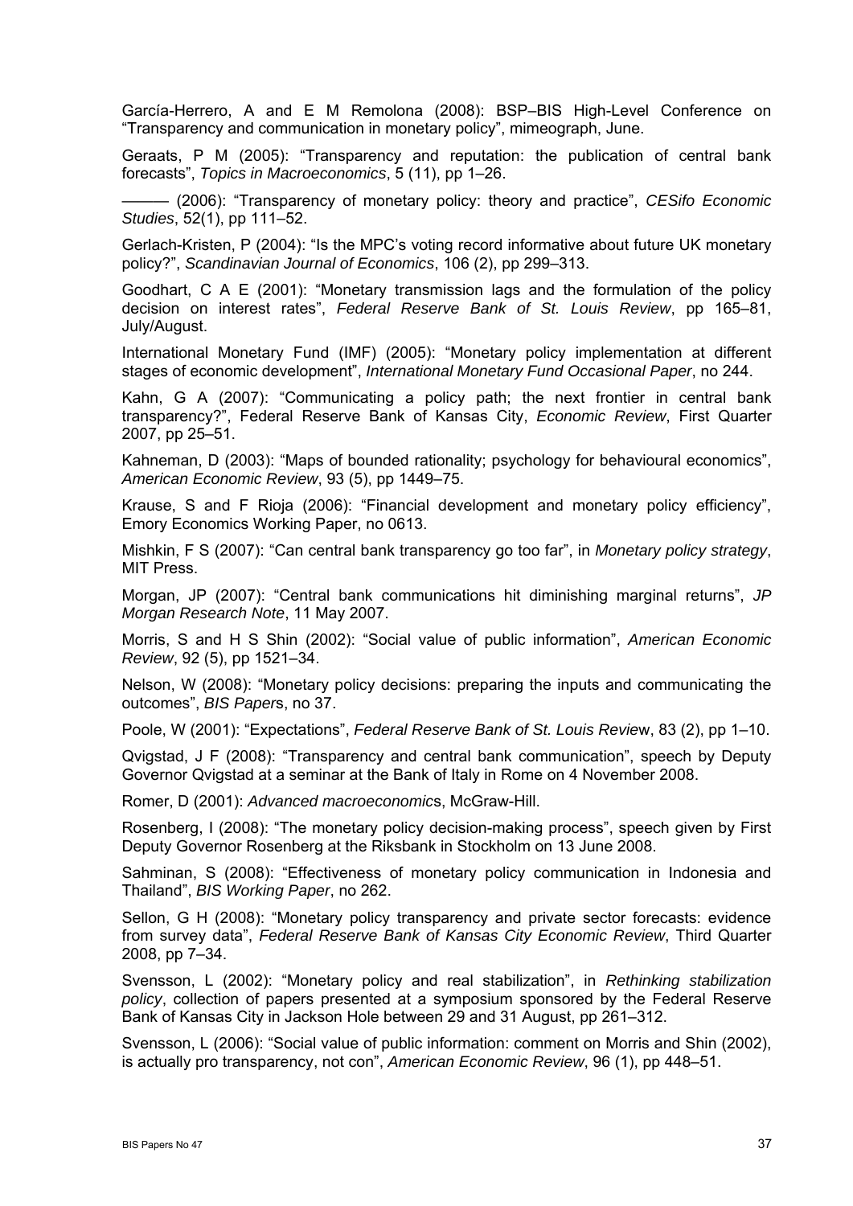García-Herrero, A and E M Remolona (2008): BSP–BIS High-Level Conference on "Transparency and communication in monetary policy", mimeograph, June.

Geraats, P M (2005): "Transparency and reputation: the publication of central bank forecasts", *Topics in Macroeconomics*, 5 (11), pp 1–26.

——— (2006): "Transparency of monetary policy: theory and practice", *CESifo Economic Studies*, 52(1), pp 111–52.

Gerlach-Kristen, P (2004): "Is the MPC's voting record informative about future UK monetary policy?", *Scandinavian Journal of Economics*, 106 (2), pp 299–313.

Goodhart, C A E (2001): "Monetary transmission lags and the formulation of the policy decision on interest rates", *Federal Reserve Bank of St. Louis Review*, pp 165–81, July/August.

International Monetary Fund (IMF) (2005): "Monetary policy implementation at different stages of economic development", *International Monetary Fund Occasional Paper*, no 244.

Kahn, G A (2007): "Communicating a policy path; the next frontier in central bank transparency?", Federal Reserve Bank of Kansas City, *Economic Review*, First Quarter 2007, pp 25–51.

Kahneman, D (2003): "Maps of bounded rationality; psychology for behavioural economics", *American Economic Review*, 93 (5), pp 1449–75.

Krause, S and F Rioja (2006): "Financial development and monetary policy efficiency", Emory Economics Working Paper, no 0613.

Mishkin, F S (2007): "Can central bank transparency go too far", in *Monetary policy strategy*, MIT Press.

Morgan, JP (2007): "Central bank communications hit diminishing marginal returns", *JP Morgan Research Note*, 11 May 2007.

Morris, S and H S Shin (2002): "Social value of public information", *American Economic Review*, 92 (5), pp 1521–34.

Nelson, W (2008): "Monetary policy decisions: preparing the inputs and communicating the outcomes", *BIS Papers*, no 37.

Poole, W (2001): "Expectations", *Federal Reserve Bank of St. Louis Review*, 83 (2), pp 1–10.

Qvigstad, J F (2008): "Transparency and central bank communication", speech by Deputy Governor Qvigstad at a seminar at the Bank of Italy in Rome on 4 November 2008.

Romer, D (2001): *Advanced macroeconomics*, McGraw-Hill.

Rosenberg, I (2008): "The monetary policy decision-making process", speech given by First Deputy Governor Rosenberg at the Riksbank in Stockholm on 13 June 2008.

Sahminan, S (2008): "Effectiveness of monetary policy communication in Indonesia and Thailand", *BIS Working Paper*, no 262.

Sellon, G H (2008): "Monetary policy transparency and private sector forecasts: evidence from survey data", *Federal Reserve Bank of Kansas City Economic Review*, Third Quarter 2008, pp 7–34.

Svensson, L (2002): "Monetary policy and real stabilization", in *Rethinking stabilization policy*, collection of papers presented at a symposium sponsored by the Federal Reserve Bank of Kansas City in Jackson Hole between 29 and 31 August, pp 261–312.

Svensson, L (2006): "Social value of public information: comment on Morris and Shin (2002), is actually pro transparency, not con", *American Economic Review*, 96 (1), pp 448–51.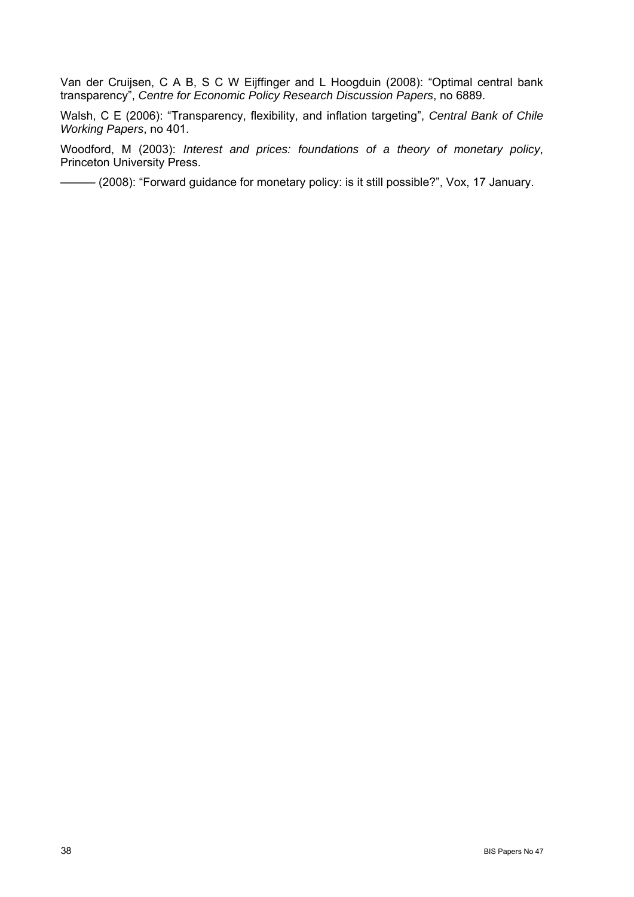Van der Cruijsen, C A B, S C W Eijffinger and L Hoogduin (2008): "Optimal central bank transparency", *Centre for Economic Policy Research Discussion Papers*, no 6889.

Walsh, C E (2006): "Transparency, flexibility, and inflation targeting", *Central Bank of Chile Working Papers*, no 401.

Woodford, M (2003): *Interest and prices: foundations of a theory of monetary policy*, Princeton University Press.

——— (2008): "Forward guidance for monetary policy: is it still possible?", Vox, 17 January.